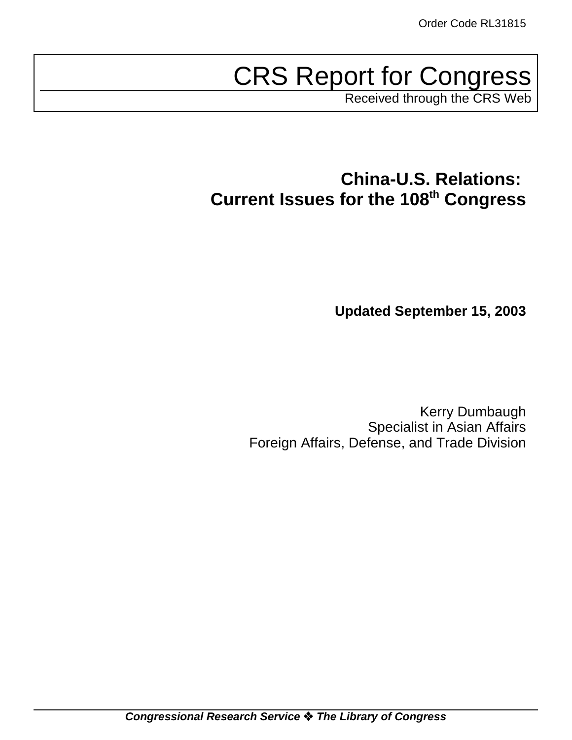Order Code RL31815

# CRS Report for Congress

Received through the CRS Web

## China-U.S. Relations: Current Issues for the 108th Congress

**Updated September 15, 2003**

Kerry Dumbaugh
Specialist in Asian Affairs
Foreign Affairs, Defense, and Trade Division

***Congressional Research Service ❖ The Library of Congress***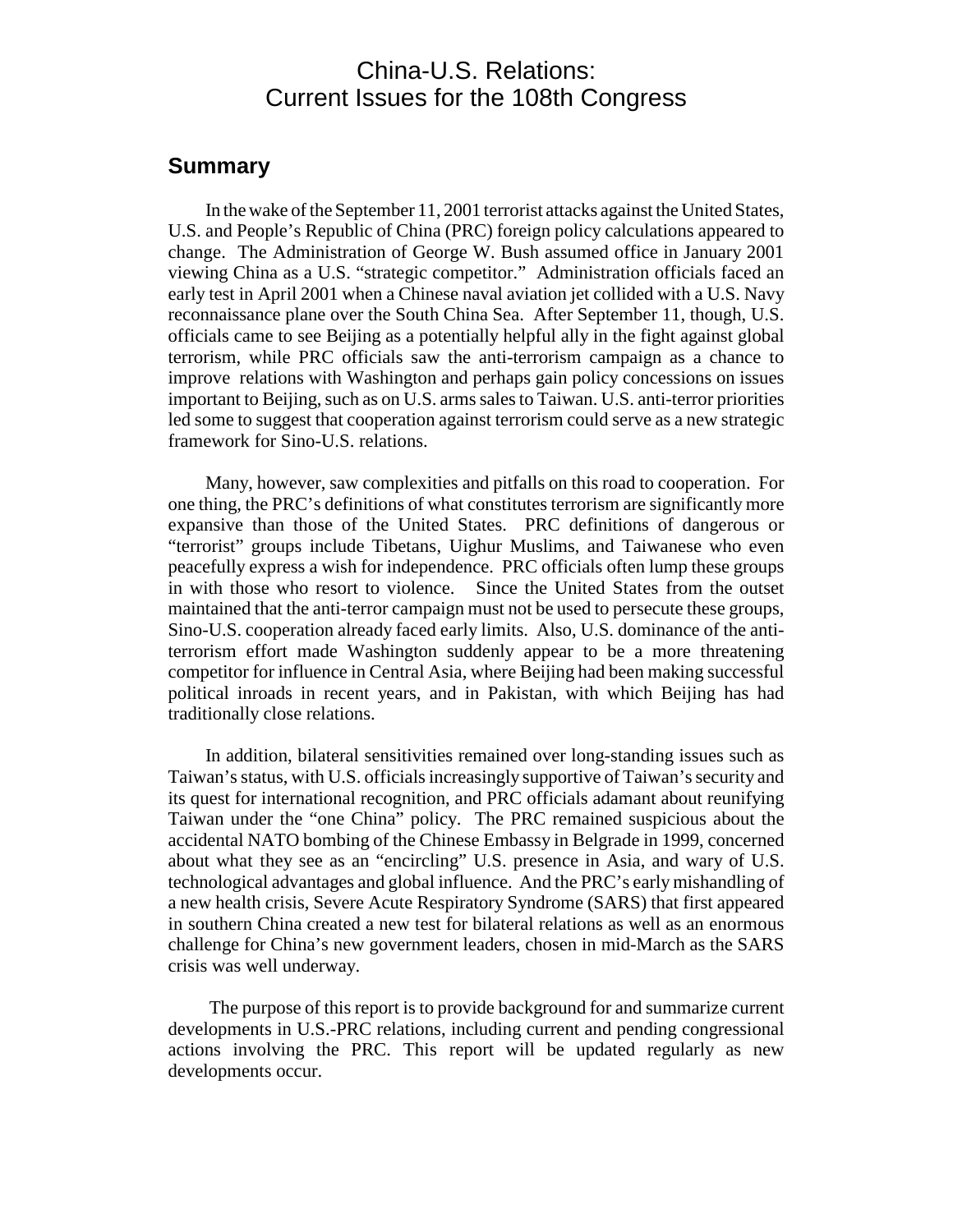# China-U.S. Relations: Current Issues for the 108th Congress

## Summary

In the wake of the September 11, 2001 terrorist attacks against the United States, U.S. and People's Republic of China (PRC) foreign policy calculations appeared to change. The Administration of George W. Bush assumed office in January 2001 viewing China as a U.S. "strategic competitor." Administration officials faced an early test in April 2001 when a Chinese naval aviation jet collided with a U.S. Navy reconnaissance plane over the South China Sea. After September 11, though, U.S. officials came to see Beijing as a potentially helpful ally in the fight against global terrorism, while PRC officials saw the anti-terrorism campaign as a chance to improve relations with Washington and perhaps gain policy concessions on issues important to Beijing, such as on U.S. arms sales to Taiwan. U.S. anti-terror priorities led some to suggest that cooperation against terrorism could serve as a new strategic framework for Sino-U.S. relations.

Many, however, saw complexities and pitfalls on this road to cooperation. For one thing, the PRC's definitions of what constitutes terrorism are significantly more expansive than those of the United States. PRC definitions of dangerous or "terrorist" groups include Tibetans, Uighur Muslims, and Taiwanese who even peacefully express a wish for independence. PRC officials often lump these groups in with those who resort to violence. Since the United States from the outset maintained that the anti-terror campaign must not be used to persecute these groups, Sino-U.S. cooperation already faced early limits. Also, U.S. dominance of the anti-terrorism effort made Washington suddenly appear to be a more threatening competitor for influence in Central Asia, where Beijing had been making successful political inroads in recent years, and in Pakistan, with which Beijing has had traditionally close relations.

In addition, bilateral sensitivities remained over long-standing issues such as Taiwan's status, with U.S. officials increasingly supportive of Taiwan's security and its quest for international recognition, and PRC officials adamant about reunifying Taiwan under the "one China" policy. The PRC remained suspicious about the accidental NATO bombing of the Chinese Embassy in Belgrade in 1999, concerned about what they see as an "encircling" U.S. presence in Asia, and wary of U.S. technological advantages and global influence. And the PRC's early mishandling of a new health crisis, Severe Acute Respiratory Syndrome (SARS) that first appeared in southern China created a new test for bilateral relations as well as an enormous challenge for China's new government leaders, chosen in mid-March as the SARS crisis was well underway.

The purpose of this report is to provide background for and summarize current developments in U.S.-PRC relations, including current and pending congressional actions involving the PRC. This report will be updated regularly as new developments occur.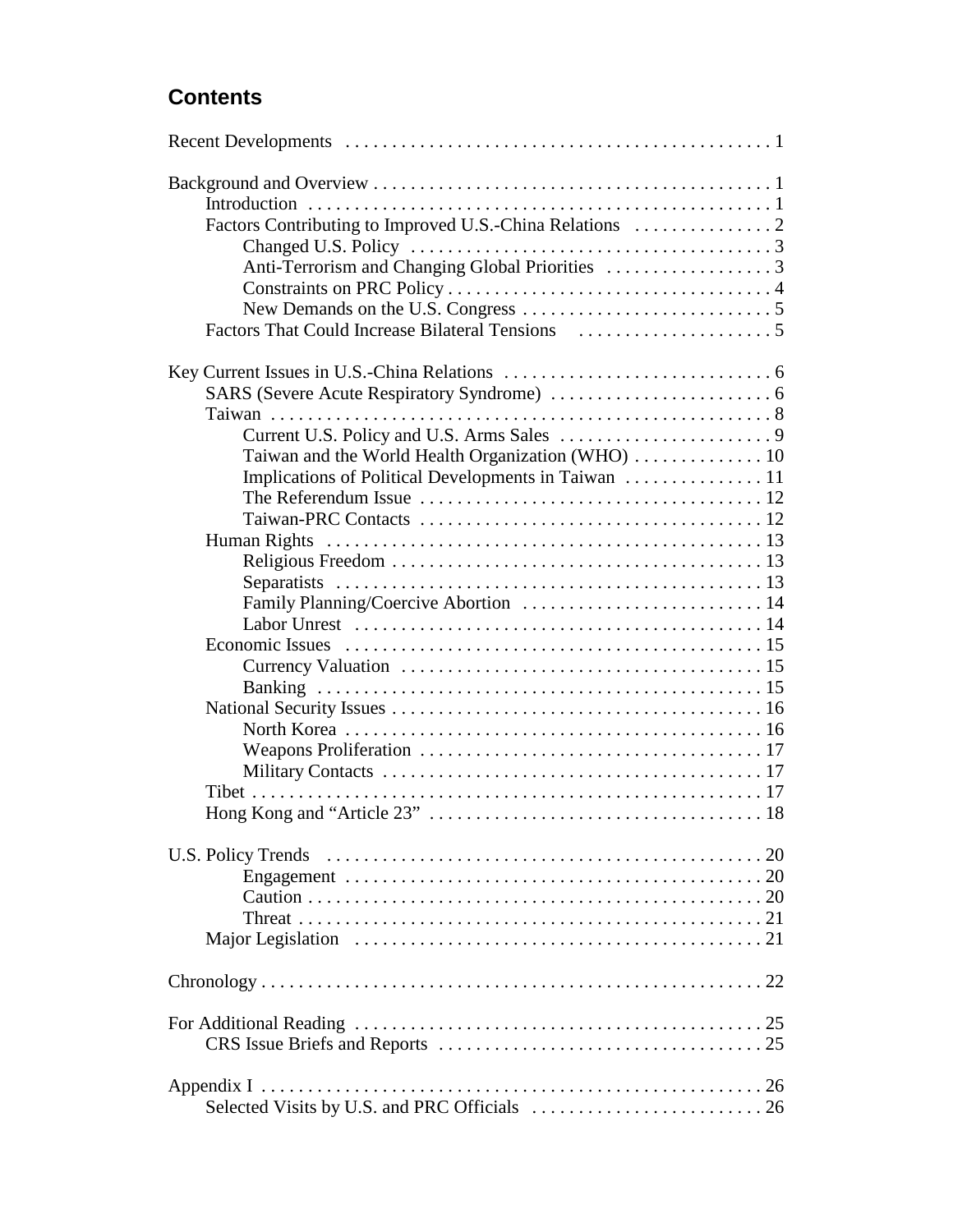## Contents

Recent Developments . . . . . . . . . . . . . . . . . . . . . . . . . . . . . . . . . . . . . . . . . . . . . . 1

Background and Overview . . . . . . . . . . . . . . . . . . . . . . . . . . . . . . . . . . . . . . . . . . . 1
- Introduction . . . . . . . . . . . . . . . . . . . . . . . . . . . . . . . . . . . . . . . . . . . . . . . . . . 1
- Factors Contributing to Improved U.S.-China Relations . . . . . . . . . . . . . . . 2
  - Changed U.S. Policy . . . . . . . . . . . . . . . . . . . . . . . . . . . . . . . . . . . . . . . 3
  - Anti-Terrorism and Changing Global Priorities . . . . . . . . . . . . . . . . . . 3
  - Constraints on PRC Policy . . . . . . . . . . . . . . . . . . . . . . . . . . . . . . . . . . . 4
  - New Demands on the U.S. Congress . . . . . . . . . . . . . . . . . . . . . . . . . . . 5
- Factors That Could Increase Bilateral Tensions . . . . . . . . . . . . . . . . . . . . . 5

Key Current Issues in U.S.-China Relations . . . . . . . . . . . . . . . . . . . . . . . . . . . . . 6
- SARS (Severe Acute Respiratory Syndrome) . . . . . . . . . . . . . . . . . . . . . . . . 6
- Taiwan . . . . . . . . . . . . . . . . . . . . . . . . . . . . . . . . . . . . . . . . . . . . . . . . . . . . . . . 8
  - Current U.S. Policy and U.S. Arms Sales . . . . . . . . . . . . . . . . . . . . . . . 9
  - Taiwan and the World Health Organization (WHO) . . . . . . . . . . . . . . 10
  - Implications of Political Developments in Taiwan . . . . . . . . . . . . . . . 11
  - The Referendum Issue . . . . . . . . . . . . . . . . . . . . . . . . . . . . . . . . . . . . . 12
  - Taiwan-PRC Contacts . . . . . . . . . . . . . . . . . . . . . . . . . . . . . . . . . . . . . 12
- Human Rights . . . . . . . . . . . . . . . . . . . . . . . . . . . . . . . . . . . . . . . . . . . . . . . 13
  - Religious Freedom . . . . . . . . . . . . . . . . . . . . . . . . . . . . . . . . . . . . . . . . 13
  - Separatists . . . . . . . . . . . . . . . . . . . . . . . . . . . . . . . . . . . . . . . . . . . . . . 13
  - Family Planning/Coercive Abortion . . . . . . . . . . . . . . . . . . . . . . . . . . 14
  - Labor Unrest . . . . . . . . . . . . . . . . . . . . . . . . . . . . . . . . . . . . . . . . . . . . 14
- Economic Issues . . . . . . . . . . . . . . . . . . . . . . . . . . . . . . . . . . . . . . . . . . . . . 15
  - Currency Valuation . . . . . . . . . . . . . . . . . . . . . . . . . . . . . . . . . . . . . . . 15
  - Banking . . . . . . . . . . . . . . . . . . . . . . . . . . . . . . . . . . . . . . . . . . . . . . . . 15
- National Security Issues . . . . . . . . . . . . . . . . . . . . . . . . . . . . . . . . . . . . . . . . 16
  - North Korea . . . . . . . . . . . . . . . . . . . . . . . . . . . . . . . . . . . . . . . . . . . . . 16
  - Weapons Proliferation . . . . . . . . . . . . . . . . . . . . . . . . . . . . . . . . . . . . . 17
  - Military Contacts . . . . . . . . . . . . . . . . . . . . . . . . . . . . . . . . . . . . . . . . . 17
- Tibet . . . . . . . . . . . . . . . . . . . . . . . . . . . . . . . . . . . . . . . . . . . . . . . . . . . . . . . 17
- Hong Kong and "Article 23" . . . . . . . . . . . . . . . . . . . . . . . . . . . . . . . . . . . . 18

U.S. Policy Trends . . . . . . . . . . . . . . . . . . . . . . . . . . . . . . . . . . . . . . . . . . . . . . . . 20
  - Engagement . . . . . . . . . . . . . . . . . . . . . . . . . . . . . . . . . . . . . . . . . . . . . 20
  - Caution . . . . . . . . . . . . . . . . . . . . . . . . . . . . . . . . . . . . . . . . . . . . . . . . . 20
  - Threat . . . . . . . . . . . . . . . . . . . . . . . . . . . . . . . . . . . . . . . . . . . . . . . . . . 21
- Major Legislation . . . . . . . . . . . . . . . . . . . . . . . . . . . . . . . . . . . . . . . . . . . . 21

Chronology . . . . . . . . . . . . . . . . . . . . . . . . . . . . . . . . . . . . . . . . . . . . . . . . . . . . . . 22

For Additional Reading . . . . . . . . . . . . . . . . . . . . . . . . . . . . . . . . . . . . . . . . . . . . 25
- CRS Issue Briefs and Reports . . . . . . . . . . . . . . . . . . . . . . . . . . . . . . . . . . . 25

Appendix I . . . . . . . . . . . . . . . . . . . . . . . . . . . . . . . . . . . . . . . . . . . . . . . . . . . . . . 26
- Selected Visits by U.S. and PRC Officials . . . . . . . . . . . . . . . . . . . . . . . . . 26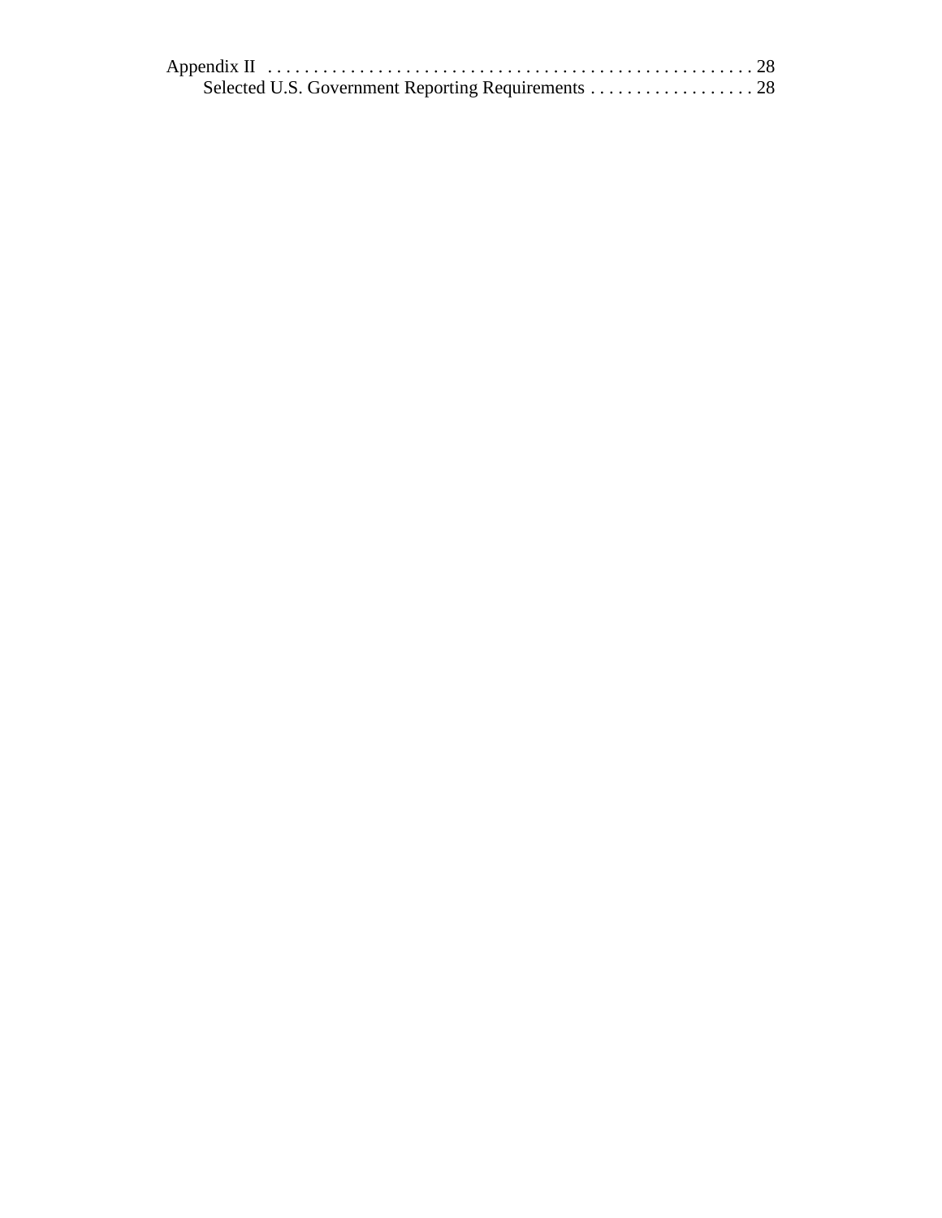Appendix II . . . . . . . . . . . . . . . . . . . . . . . . . . . . . . . . . . . . . . . . . . . . . . . . . . . . . 28

Selected U.S. Government Reporting Requirements . . . . . . . . . . . . . . . . . . . 28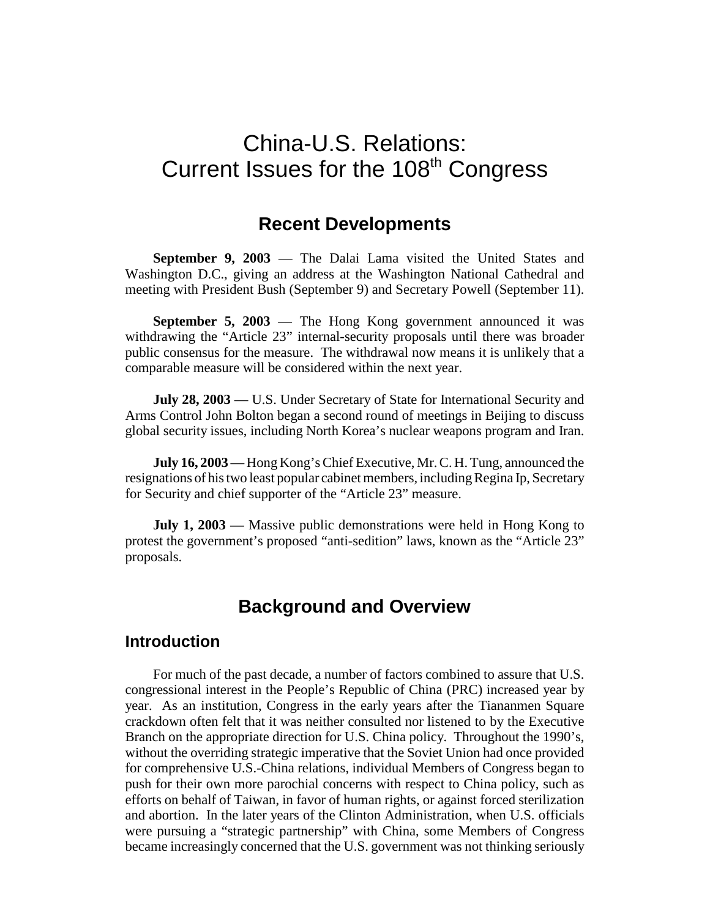# China-U.S. Relations: Current Issues for the 108th Congress

## Recent Developments

**September 9, 2003** — The Dalai Lama visited the United States and Washington D.C., giving an address at the Washington National Cathedral and meeting with President Bush (September 9) and Secretary Powell (September 11).

**September 5, 2003** — The Hong Kong government announced it was withdrawing the "Article 23" internal-security proposals until there was broader public consensus for the measure. The withdrawal now means it is unlikely that a comparable measure will be considered within the next year.

**July 28, 2003** — U.S. Under Secretary of State for International Security and Arms Control John Bolton began a second round of meetings in Beijing to discuss global security issues, including North Korea's nuclear weapons program and Iran.

**July 16, 2003** — Hong Kong's Chief Executive, Mr. C. H. Tung, announced the resignations of his two least popular cabinet members, including Regina Ip, Secretary for Security and chief supporter of the "Article 23" measure.

**July 1, 2003 —** Massive public demonstrations were held in Hong Kong to protest the government's proposed "anti-sedition" laws, known as the "Article 23" proposals.

## Background and Overview

### Introduction

For much of the past decade, a number of factors combined to assure that U.S. congressional interest in the People's Republic of China (PRC) increased year by year. As an institution, Congress in the early years after the Tiananmen Square crackdown often felt that it was neither consulted nor listened to by the Executive Branch on the appropriate direction for U.S. China policy. Throughout the 1990's, without the overriding strategic imperative that the Soviet Union had once provided for comprehensive U.S.-China relations, individual Members of Congress began to push for their own more parochial concerns with respect to China policy, such as efforts on behalf of Taiwan, in favor of human rights, or against forced sterilization and abortion. In the later years of the Clinton Administration, when U.S. officials were pursuing a "strategic partnership" with China, some Members of Congress became increasingly concerned that the U.S. government was not thinking seriously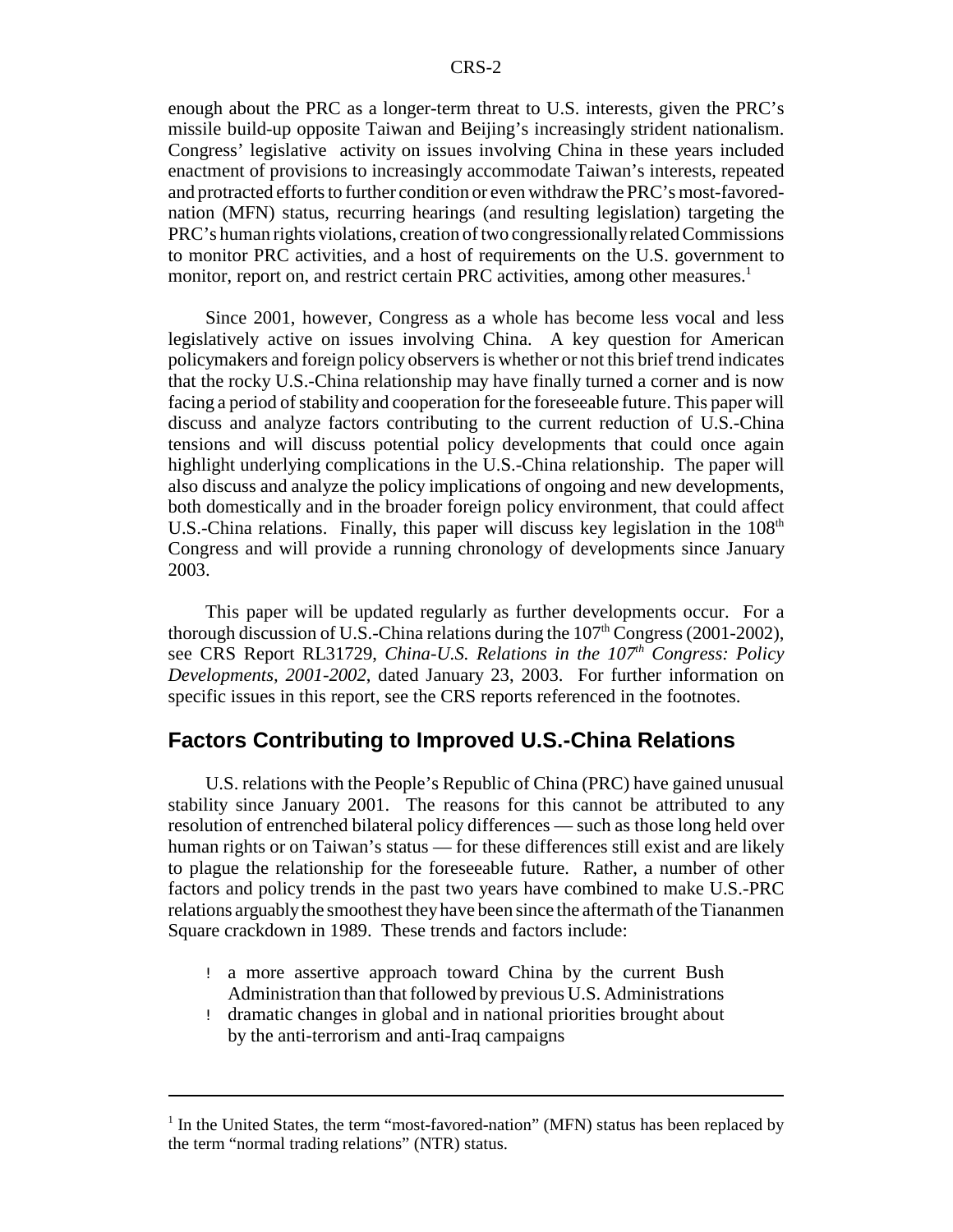enough about the PRC as a longer-term threat to U.S. interests, given the PRC's missile build-up opposite Taiwan and Beijing's increasingly strident nationalism. Congress' legislative activity on issues involving China in these years included enactment of provisions to increasingly accommodate Taiwan's interests, repeated and protracted efforts to further condition or even withdraw the PRC's most-favored-nation (MFN) status, recurring hearings (and resulting legislation) targeting the PRC's human rights violations, creation of two congressionally related Commissions to monitor PRC activities, and a host of requirements on the U.S. government to monitor, report on, and restrict certain PRC activities, among other measures.[1]

Since 2001, however, Congress as a whole has become less vocal and less legislatively active on issues involving China. A key question for American policymakers and foreign policy observers is whether or not this brief trend indicates that the rocky U.S.-China relationship may have finally turned a corner and is now facing a period of stability and cooperation for the foreseeable future. This paper will discuss and analyze factors contributing to the current reduction of U.S.-China tensions and will discuss potential policy developments that could once again highlight underlying complications in the U.S.-China relationship. The paper will also discuss and analyze the policy implications of ongoing and new developments, both domestically and in the broader foreign policy environment, that could affect U.S.-China relations. Finally, this paper will discuss key legislation in the 108[th] Congress and will provide a running chronology of developments since January 2003.

This paper will be updated regularly as further developments occur. For a thorough discussion of U.S.-China relations during the 107[th] Congress (2001-2002), see CRS Report RL31729, *China-U.S. Relations in the 107[th] Congress: Policy Developments, 2001-2002*, dated January 23, 2003. For further information on specific issues in this report, see the CRS reports referenced in the footnotes.

## Factors Contributing to Improved U.S.-China Relations

U.S. relations with the People's Republic of China (PRC) have gained unusual stability since January 2001. The reasons for this cannot be attributed to any resolution of entrenched bilateral policy differences — such as those long held over human rights or on Taiwan's status — for these differences still exist and are likely to plague the relationship for the foreseeable future. Rather, a number of other factors and policy trends in the past two years have combined to make U.S.-PRC relations arguably the smoothest they have been since the aftermath of the Tiananmen Square crackdown in 1989. These trends and factors include:

- a more assertive approach toward China by the current Bush Administration than that followed by previous U.S. Administrations
- dramatic changes in global and in national priorities brought about by the anti-terrorism and anti-Iraq campaigns

---

[1] In the United States, the term "most-favored-nation" (MFN) status has been replaced by the term "normal trading relations" (NTR) status.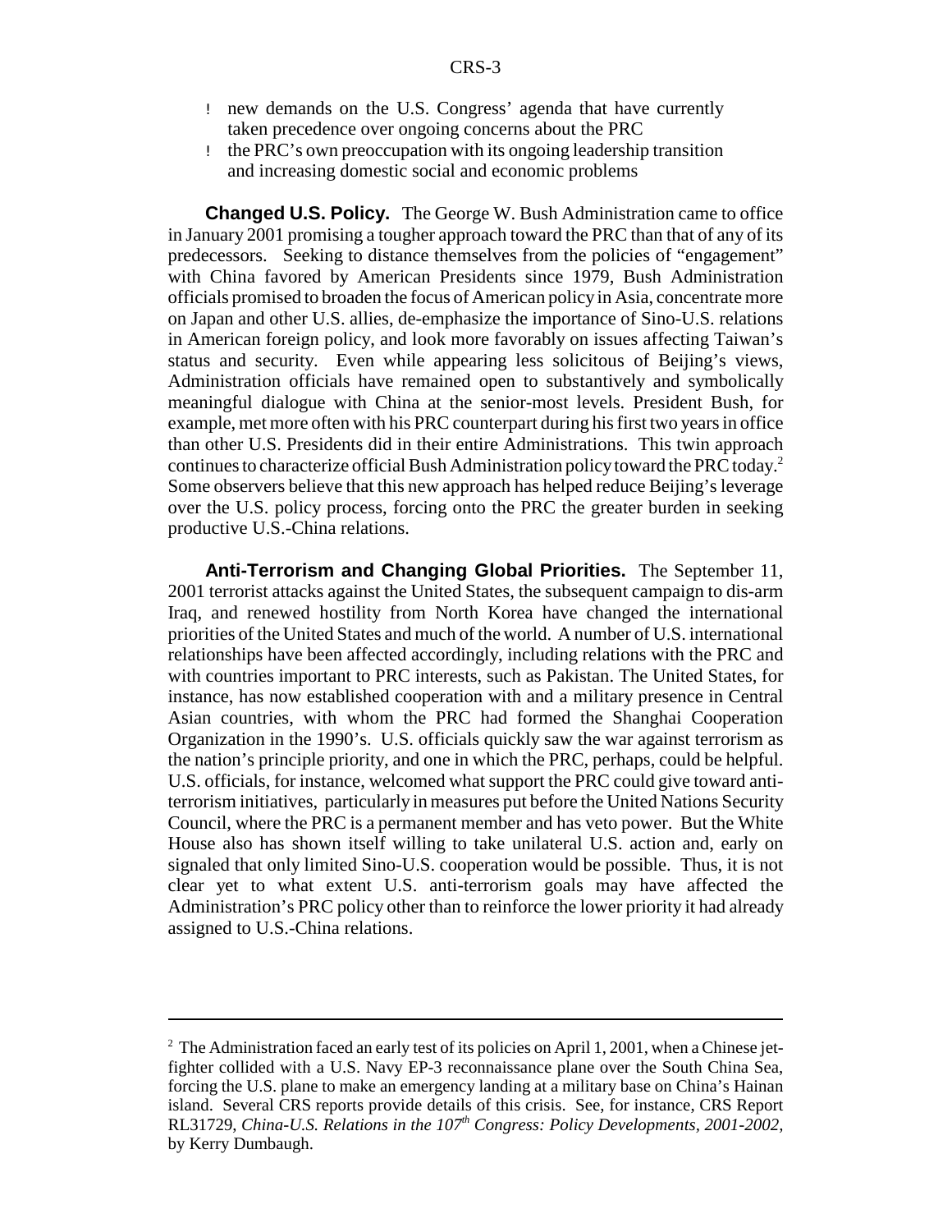- new demands on the U.S. Congress' agenda that have currently taken precedence over ongoing concerns about the PRC
- the PRC's own preoccupation with its ongoing leadership transition and increasing domestic social and economic problems

**Changed U.S. Policy.** The George W. Bush Administration came to office in January 2001 promising a tougher approach toward the PRC than that of any of its predecessors. Seeking to distance themselves from the policies of "engagement" with China favored by American Presidents since 1979, Bush Administration officials promised to broaden the focus of American policy in Asia, concentrate more on Japan and other U.S. allies, de-emphasize the importance of Sino-U.S. relations in American foreign policy, and look more favorably on issues affecting Taiwan's status and security. Even while appearing less solicitous of Beijing's views, Administration officials have remained open to substantively and symbolically meaningful dialogue with China at the senior-most levels. President Bush, for example, met more often with his PRC counterpart during his first two years in office than other U.S. Presidents did in their entire Administrations. This twin approach continues to characterize official Bush Administration policy toward the PRC today.[2] Some observers believe that this new approach has helped reduce Beijing's leverage over the U.S. policy process, forcing onto the PRC the greater burden in seeking productive U.S.-China relations.

**Anti-Terrorism and Changing Global Priorities.** The September 11, 2001 terrorist attacks against the United States, the subsequent campaign to dis-arm Iraq, and renewed hostility from North Korea have changed the international priorities of the United States and much of the world. A number of U.S. international relationships have been affected accordingly, including relations with the PRC and with countries important to PRC interests, such as Pakistan. The United States, for instance, has now established cooperation with and a military presence in Central Asian countries, with whom the PRC had formed the Shanghai Cooperation Organization in the 1990's. U.S. officials quickly saw the war against terrorism as the nation's principle priority, and one in which the PRC, perhaps, could be helpful. U.S. officials, for instance, welcomed what support the PRC could give toward anti-terrorism initiatives, particularly in measures put before the United Nations Security Council, where the PRC is a permanent member and has veto power. But the White House also has shown itself willing to take unilateral U.S. action and, early on signaled that only limited Sino-U.S. cooperation would be possible. Thus, it is not clear yet to what extent U.S. anti-terrorism goals may have affected the Administration's PRC policy other than to reinforce the lower priority it had already assigned to U.S.-China relations.

---

[2] The Administration faced an early test of its policies on April 1, 2001, when a Chinese jet-fighter collided with a U.S. Navy EP-3 reconnaissance plane over the South China Sea, forcing the U.S. plane to make an emergency landing at a military base on China's Hainan island. Several CRS reports provide details of this crisis. See, for instance, CRS Report RL31729, *China-U.S. Relations in the 107th Congress: Policy Developments, 2001-2002*, by Kerry Dumbaugh.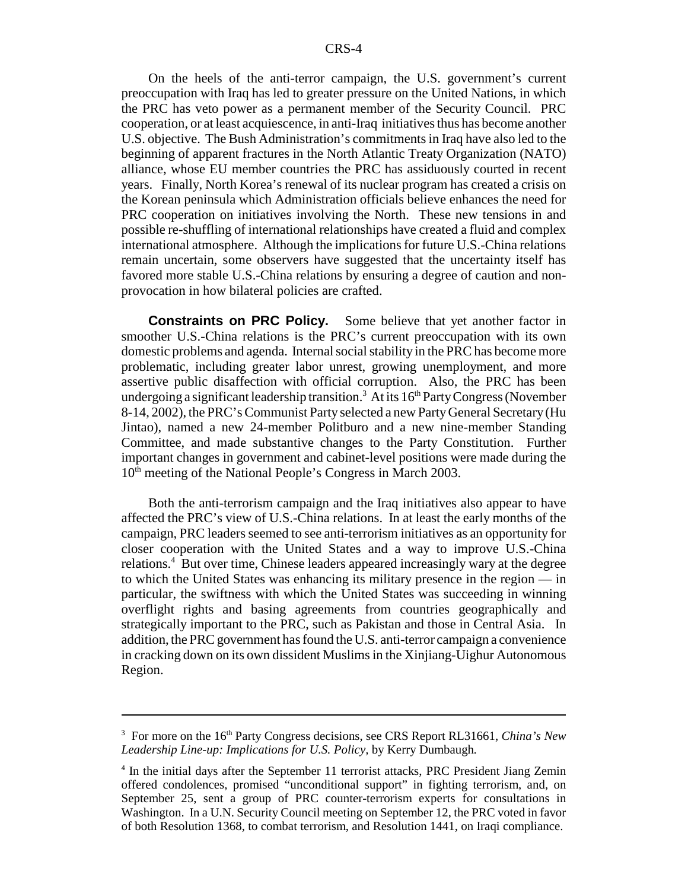On the heels of the anti-terror campaign, the U.S. government's current preoccupation with Iraq has led to greater pressure on the United Nations, in which the PRC has veto power as a permanent member of the Security Council. PRC cooperation, or at least acquiescence, in anti-Iraq initiatives thus has become another U.S. objective. The Bush Administration's commitments in Iraq have also led to the beginning of apparent fractures in the North Atlantic Treaty Organization (NATO) alliance, whose EU member countries the PRC has assiduously courted in recent years. Finally, North Korea's renewal of its nuclear program has created a crisis on the Korean peninsula which Administration officials believe enhances the need for PRC cooperation on initiatives involving the North. These new tensions in and possible re-shuffling of international relationships have created a fluid and complex international atmosphere. Although the implications for future U.S.-China relations remain uncertain, some observers have suggested that the uncertainty itself has favored more stable U.S.-China relations by ensuring a degree of caution and non-provocation in how bilateral policies are crafted.

**Constraints on PRC Policy.** Some believe that yet another factor in smoother U.S.-China relations is the PRC's current preoccupation with its own domestic problems and agenda. Internal social stability in the PRC has become more problematic, including greater labor unrest, growing unemployment, and more assertive public disaffection with official corruption. Also, the PRC has been undergoing a significant leadership transition.[3] At its 16th Party Congress (November 8-14, 2002), the PRC's Communist Party selected a new Party General Secretary (Hu Jintao), named a new 24-member Politburo and a new nine-member Standing Committee, and made substantive changes to the Party Constitution. Further important changes in government and cabinet-level positions were made during the 10th meeting of the National People's Congress in March 2003.

Both the anti-terrorism campaign and the Iraq initiatives also appear to have affected the PRC's view of U.S.-China relations. In at least the early months of the campaign, PRC leaders seemed to see anti-terrorism initiatives as an opportunity for closer cooperation with the United States and a way to improve U.S.-China relations.[4] But over time, Chinese leaders appeared increasingly wary at the degree to which the United States was enhancing its military presence in the region — in particular, the swiftness with which the United States was succeeding in winning overflight rights and basing agreements from countries geographically and strategically important to the PRC, such as Pakistan and those in Central Asia. In addition, the PRC government has found the U.S. anti-terror campaign a convenience in cracking down on its own dissident Muslims in the Xinjiang-Uighur Autonomous Region.

---

[3] For more on the 16th Party Congress decisions, see CRS Report RL31661, *China's New Leadership Line-up: Implications for U.S. Policy*, by Kerry Dumbaugh.

[4] In the initial days after the September 11 terrorist attacks, PRC President Jiang Zemin offered condolences, promised "unconditional support" in fighting terrorism, and, on September 25, sent a group of PRC counter-terrorism experts for consultations in Washington. In a U.N. Security Council meeting on September 12, the PRC voted in favor of both Resolution 1368, to combat terrorism, and Resolution 1441, on Iraqi compliance.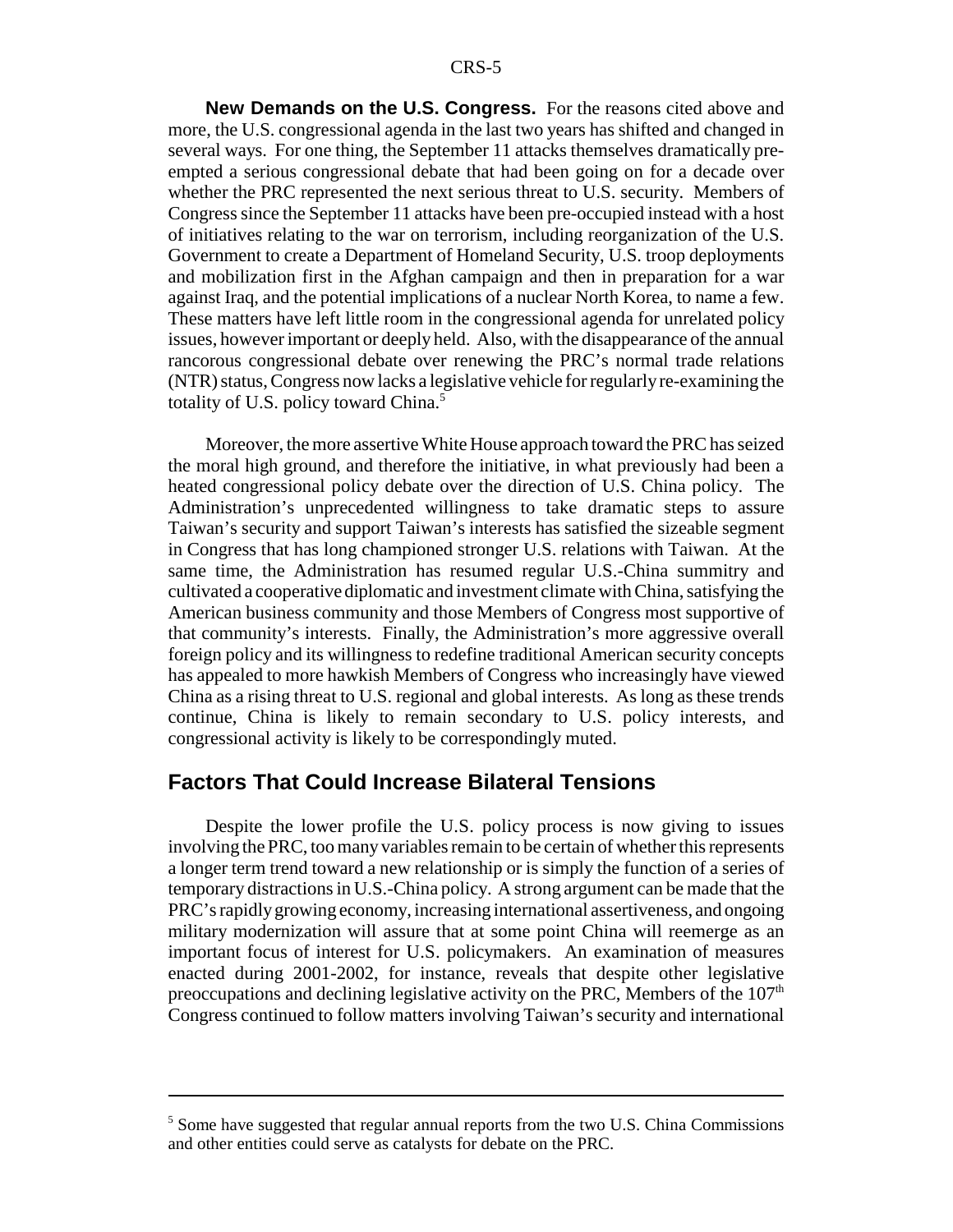**New Demands on the U.S. Congress.** For the reasons cited above and more, the U.S. congressional agenda in the last two years has shifted and changed in several ways. For one thing, the September 11 attacks themselves dramatically pre-empted a serious congressional debate that had been going on for a decade over whether the PRC represented the next serious threat to U.S. security. Members of Congress since the September 11 attacks have been pre-occupied instead with a host of initiatives relating to the war on terrorism, including reorganization of the U.S. Government to create a Department of Homeland Security, U.S. troop deployments and mobilization first in the Afghan campaign and then in preparation for a war against Iraq, and the potential implications of a nuclear North Korea, to name a few. These matters have left little room in the congressional agenda for unrelated policy issues, however important or deeply held. Also, with the disappearance of the annual rancorous congressional debate over renewing the PRC's normal trade relations (NTR) status, Congress now lacks a legislative vehicle for regularly re-examining the totality of U.S. policy toward China.[5]

Moreover, the more assertive White House approach toward the PRC has seized the moral high ground, and therefore the initiative, in what previously had been a heated congressional policy debate over the direction of U.S. China policy. The Administration's unprecedented willingness to take dramatic steps to assure Taiwan's security and support Taiwan's interests has satisfied the sizeable segment in Congress that has long championed stronger U.S. relations with Taiwan. At the same time, the Administration has resumed regular U.S.-China summitry and cultivated a cooperative diplomatic and investment climate with China, satisfying the American business community and those Members of Congress most supportive of that community's interests. Finally, the Administration's more aggressive overall foreign policy and its willingness to redefine traditional American security concepts has appealed to more hawkish Members of Congress who increasingly have viewed China as a rising threat to U.S. regional and global interests. As long as these trends continue, China is likely to remain secondary to U.S. policy interests, and congressional activity is likely to be correspondingly muted.

## Factors That Could Increase Bilateral Tensions

Despite the lower profile the U.S. policy process is now giving to issues involving the PRC, too many variables remain to be certain of whether this represents a longer term trend toward a new relationship or is simply the function of a series of temporary distractions in U.S.-China policy. A strong argument can be made that the PRC's rapidly growing economy, increasing international assertiveness, and ongoing military modernization will assure that at some point China will reemerge as an important focus of interest for U.S. policymakers. An examination of measures enacted during 2001-2002, for instance, reveals that despite other legislative preoccupations and declining legislative activity on the PRC, Members of the 107th Congress continued to follow matters involving Taiwan's security and international

---

[5] Some have suggested that regular annual reports from the two U.S. China Commissions and other entities could serve as catalysts for debate on the PRC.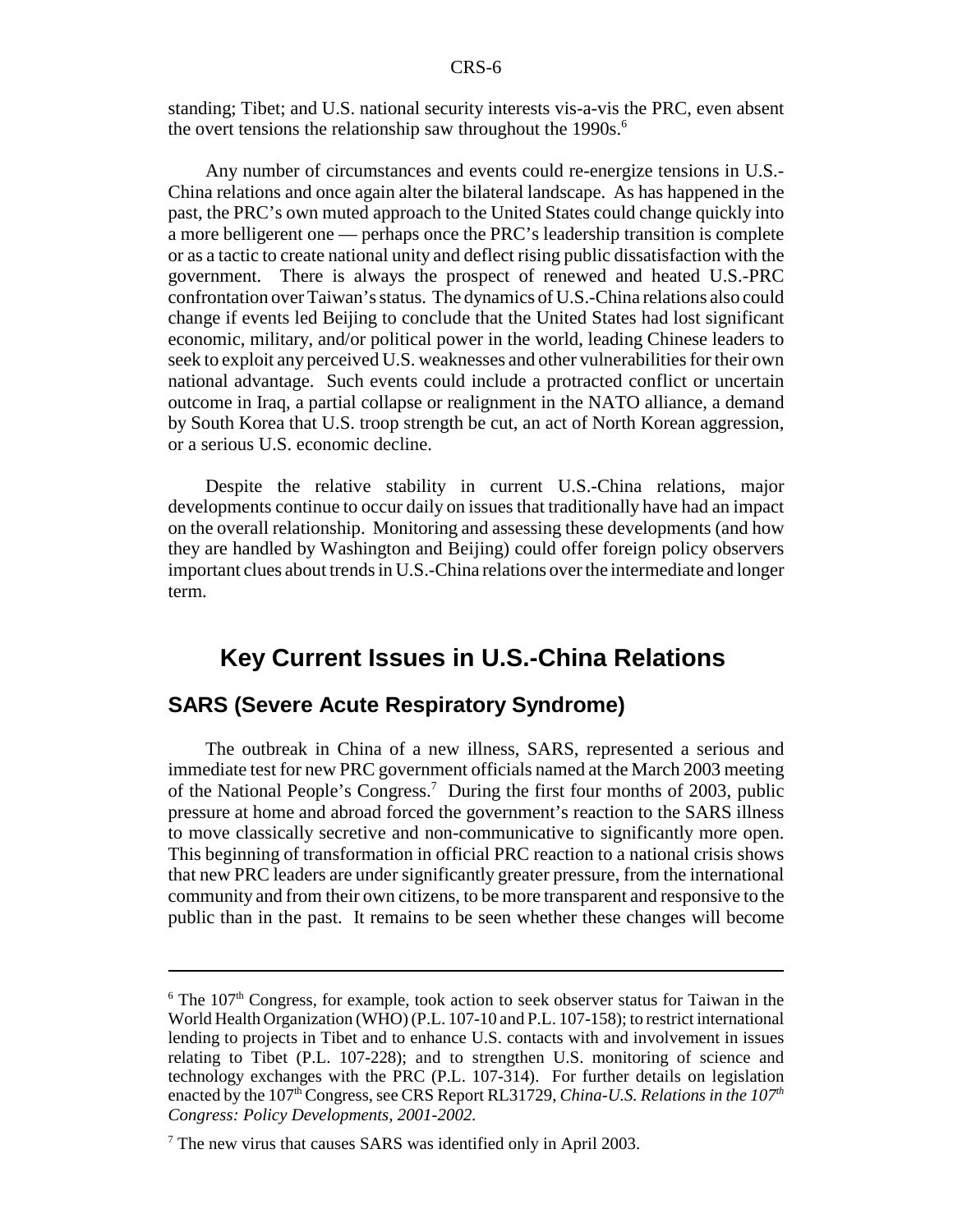standing; Tibet; and U.S. national security interests vis-a-vis the PRC, even absent the overt tensions the relationship saw throughout the 1990s.[6]

Any number of circumstances and events could re-energize tensions in U.S.-China relations and once again alter the bilateral landscape. As has happened in the past, the PRC's own muted approach to the United States could change quickly into a more belligerent one — perhaps once the PRC's leadership transition is complete or as a tactic to create national unity and deflect rising public dissatisfaction with the government. There is always the prospect of renewed and heated U.S.-PRC confrontation over Taiwan's status. The dynamics of U.S.-China relations also could change if events led Beijing to conclude that the United States had lost significant economic, military, and/or political power in the world, leading Chinese leaders to seek to exploit any perceived U.S. weaknesses and other vulnerabilities for their own national advantage. Such events could include a protracted conflict or uncertain outcome in Iraq, a partial collapse or realignment in the NATO alliance, a demand by South Korea that U.S. troop strength be cut, an act of North Korean aggression, or a serious U.S. economic decline.

Despite the relative stability in current U.S.-China relations, major developments continue to occur daily on issues that traditionally have had an impact on the overall relationship. Monitoring and assessing these developments (and how they are handled by Washington and Beijing) could offer foreign policy observers important clues about trends in U.S.-China relations over the intermediate and longer term.

# Key Current Issues in U.S.-China Relations

## SARS (Severe Acute Respiratory Syndrome)

The outbreak in China of a new illness, SARS, represented a serious and immediate test for new PRC government officials named at the March 2003 meeting of the National People's Congress.[7] During the first four months of 2003, public pressure at home and abroad forced the government's reaction to the SARS illness to move classically secretive and non-communicative to significantly more open. This beginning of transformation in official PRC reaction to a national crisis shows that new PRC leaders are under significantly greater pressure, from the international community and from their own citizens, to be more transparent and responsive to the public than in the past. It remains to be seen whether these changes will become

---

[6] The 107th Congress, for example, took action to seek observer status for Taiwan in the World Health Organization (WHO) (P.L. 107-10 and P.L. 107-158); to restrict international lending to projects in Tibet and to enhance U.S. contacts with and involvement in issues relating to Tibet (P.L. 107-228); and to strengthen U.S. monitoring of science and technology exchanges with the PRC (P.L. 107-314). For further details on legislation enacted by the 107th Congress, see CRS Report RL31729, *China-U.S. Relations in the 107th Congress: Policy Developments, 2001-2002.*

[7] The new virus that causes SARS was identified only in April 2003.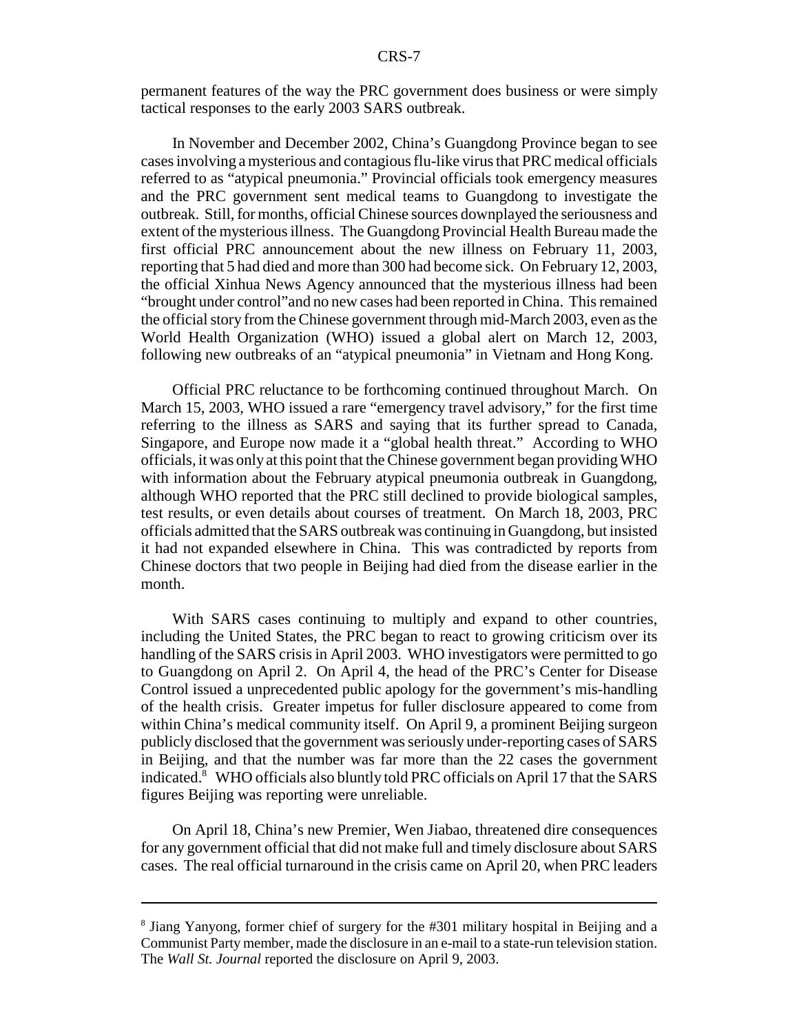permanent features of the way the PRC government does business or were simply tactical responses to the early 2003 SARS outbreak.

In November and December 2002, China's Guangdong Province began to see cases involving a mysterious and contagious flu-like virus that PRC medical officials referred to as "atypical pneumonia." Provincial officials took emergency measures and the PRC government sent medical teams to Guangdong to investigate the outbreak. Still, for months, official Chinese sources downplayed the seriousness and extent of the mysterious illness. The Guangdong Provincial Health Bureau made the first official PRC announcement about the new illness on February 11, 2003, reporting that 5 had died and more than 300 had become sick. On February 12, 2003, the official Xinhua News Agency announced that the mysterious illness had been "brought under control"and no new cases had been reported in China. This remained the official story from the Chinese government through mid-March 2003, even as the World Health Organization (WHO) issued a global alert on March 12, 2003, following new outbreaks of an "atypical pneumonia" in Vietnam and Hong Kong.

Official PRC reluctance to be forthcoming continued throughout March. On March 15, 2003, WHO issued a rare "emergency travel advisory," for the first time referring to the illness as SARS and saying that its further spread to Canada, Singapore, and Europe now made it a "global health threat." According to WHO officials, it was only at this point that the Chinese government began providing WHO with information about the February atypical pneumonia outbreak in Guangdong, although WHO reported that the PRC still declined to provide biological samples, test results, or even details about courses of treatment. On March 18, 2003, PRC officials admitted that the SARS outbreak was continuing in Guangdong, but insisted it had not expanded elsewhere in China. This was contradicted by reports from Chinese doctors that two people in Beijing had died from the disease earlier in the month.

With SARS cases continuing to multiply and expand to other countries, including the United States, the PRC began to react to growing criticism over its handling of the SARS crisis in April 2003. WHO investigators were permitted to go to Guangdong on April 2. On April 4, the head of the PRC's Center for Disease Control issued a unprecedented public apology for the government's mis-handling of the health crisis. Greater impetus for fuller disclosure appeared to come from within China's medical community itself. On April 9, a prominent Beijing surgeon publicly disclosed that the government was seriously under-reporting cases of SARS in Beijing, and that the number was far more than the 22 cases the government indicated.[8] WHO officials also bluntly told PRC officials on April 17 that the SARS figures Beijing was reporting were unreliable.

On April 18, China's new Premier, Wen Jiabao, threatened dire consequences for any government official that did not make full and timely disclosure about SARS cases. The real official turnaround in the crisis came on April 20, when PRC leaders

---

[8] Jiang Yanyong, former chief of surgery for the #301 military hospital in Beijing and a Communist Party member, made the disclosure in an e-mail to a state-run television station. The *Wall St. Journal* reported the disclosure on April 9, 2003.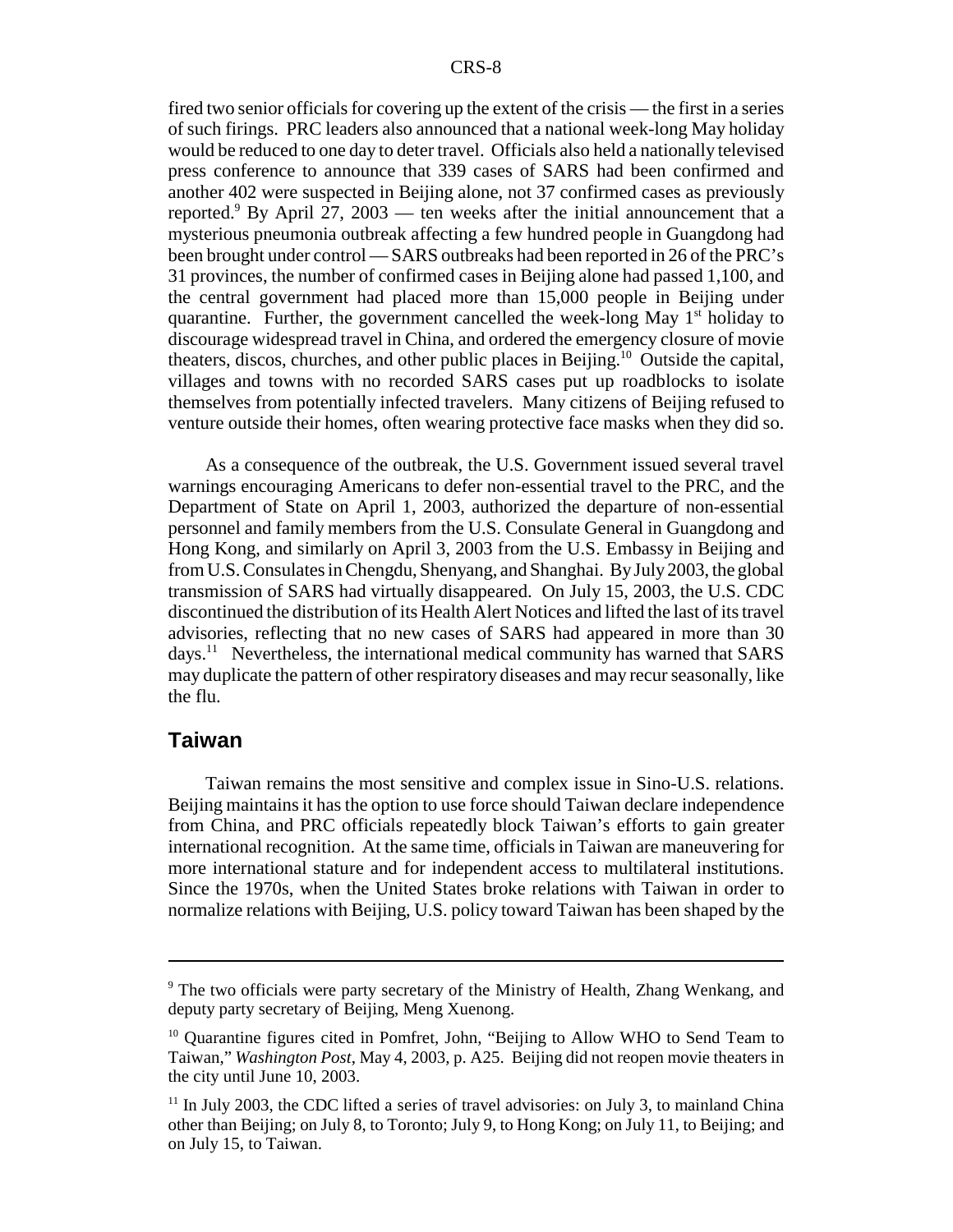fired two senior officials for covering up the extent of the crisis — the first in a series of such firings. PRC leaders also announced that a national week-long May holiday would be reduced to one day to deter travel. Officials also held a nationally televised press conference to announce that 339 cases of SARS had been confirmed and another 402 were suspected in Beijing alone, not 37 confirmed cases as previously reported.[9] By April 27, 2003 — ten weeks after the initial announcement that a mysterious pneumonia outbreak affecting a few hundred people in Guangdong had been brought under control — SARS outbreaks had been reported in 26 of the PRC's 31 provinces, the number of confirmed cases in Beijing alone had passed 1,100, and the central government had placed more than 15,000 people in Beijing under quarantine. Further, the government cancelled the week-long May 1st holiday to discourage widespread travel in China, and ordered the emergency closure of movie theaters, discos, churches, and other public places in Beijing.[10] Outside the capital, villages and towns with no recorded SARS cases put up roadblocks to isolate themselves from potentially infected travelers. Many citizens of Beijing refused to venture outside their homes, often wearing protective face masks when they did so.

As a consequence of the outbreak, the U.S. Government issued several travel warnings encouraging Americans to defer non-essential travel to the PRC, and the Department of State on April 1, 2003, authorized the departure of non-essential personnel and family members from the U.S. Consulate General in Guangdong and Hong Kong, and similarly on April 3, 2003 from the U.S. Embassy in Beijing and from U.S. Consulates in Chengdu, Shenyang, and Shanghai. By July 2003, the global transmission of SARS had virtually disappeared. On July 15, 2003, the U.S. CDC discontinued the distribution of its Health Alert Notices and lifted the last of its travel advisories, reflecting that no new cases of SARS had appeared in more than 30 days.[11] Nevertheless, the international medical community has warned that SARS may duplicate the pattern of other respiratory diseases and may recur seasonally, like the flu.

## Taiwan

Taiwan remains the most sensitive and complex issue in Sino-U.S. relations. Beijing maintains it has the option to use force should Taiwan declare independence from China, and PRC officials repeatedly block Taiwan's efforts to gain greater international recognition. At the same time, officials in Taiwan are maneuvering for more international stature and for independent access to multilateral institutions. Since the 1970s, when the United States broke relations with Taiwan in order to normalize relations with Beijing, U.S. policy toward Taiwan has been shaped by the

---

[9] The two officials were party secretary of the Ministry of Health, Zhang Wenkang, and deputy party secretary of Beijing, Meng Xuenong.

[10] Quarantine figures cited in Pomfret, John, "Beijing to Allow WHO to Send Team to Taiwan," *Washington Post*, May 4, 2003, p. A25. Beijing did not reopen movie theaters in the city until June 10, 2003.

[11] In July 2003, the CDC lifted a series of travel advisories: on July 3, to mainland China other than Beijing; on July 8, to Toronto; July 9, to Hong Kong; on July 11, to Beijing; and on July 15, to Taiwan.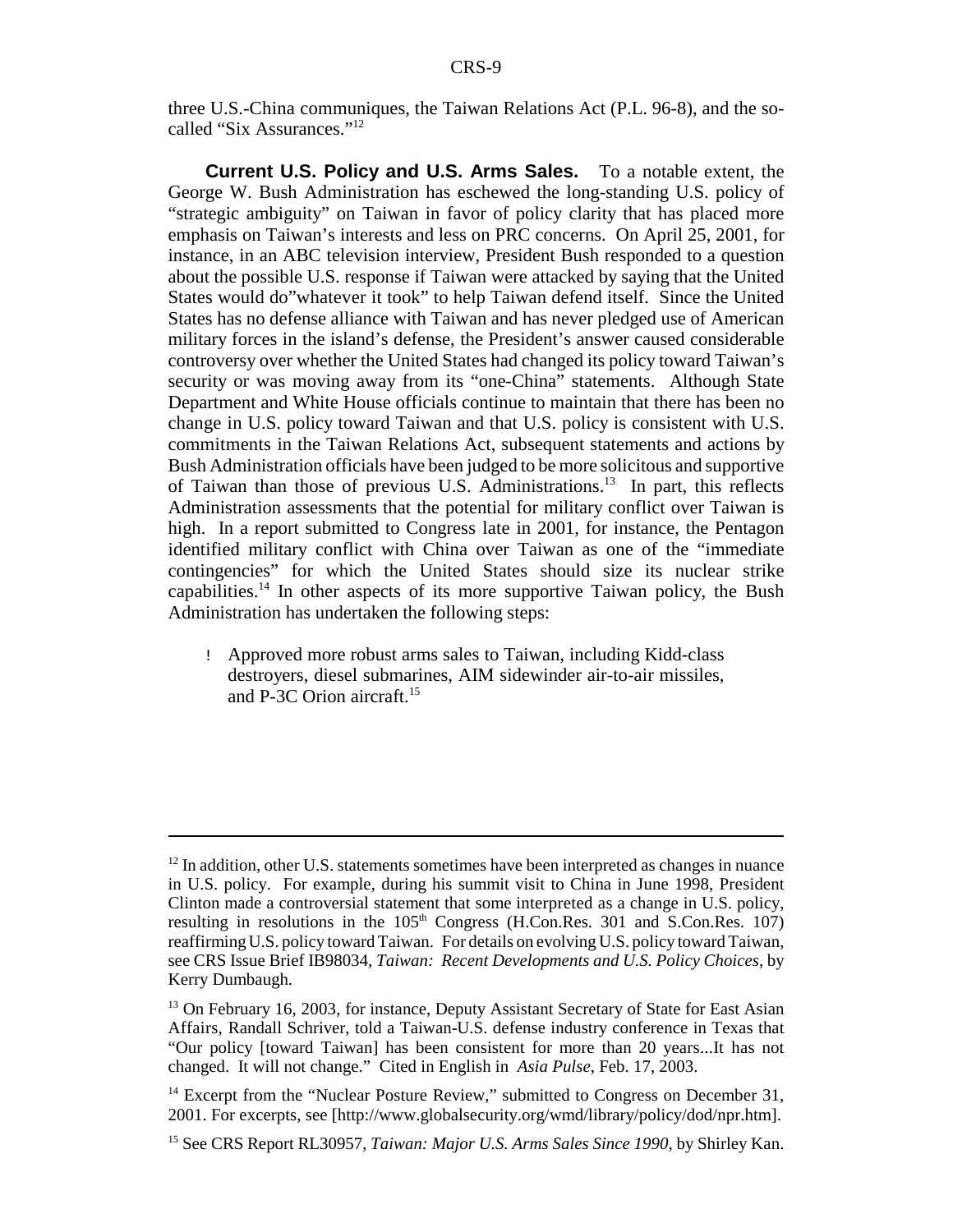three U.S.-China communiques, the Taiwan Relations Act (P.L. 96-8), and the so-called "Six Assurances."[12]

**Current U.S. Policy and U.S. Arms Sales.** To a notable extent, the George W. Bush Administration has eschewed the long-standing U.S. policy of "strategic ambiguity" on Taiwan in favor of policy clarity that has placed more emphasis on Taiwan's interests and less on PRC concerns. On April 25, 2001, for instance, in an ABC television interview, President Bush responded to a question about the possible U.S. response if Taiwan were attacked by saying that the United States would do"whatever it took" to help Taiwan defend itself. Since the United States has no defense alliance with Taiwan and has never pledged use of American military forces in the island's defense, the President's answer caused considerable controversy over whether the United States had changed its policy toward Taiwan's security or was moving away from its "one-China" statements. Although State Department and White House officials continue to maintain that there has been no change in U.S. policy toward Taiwan and that U.S. policy is consistent with U.S. commitments in the Taiwan Relations Act, subsequent statements and actions by Bush Administration officials have been judged to be more solicitous and supportive of Taiwan than those of previous U.S. Administrations.[13] In part, this reflects Administration assessments that the potential for military conflict over Taiwan is high. In a report submitted to Congress late in 2001, for instance, the Pentagon identified military conflict with China over Taiwan as one of the "immediate contingencies" for which the United States should size its nuclear strike capabilities.[14] In other aspects of its more supportive Taiwan policy, the Bush Administration has undertaken the following steps:

- Approved more robust arms sales to Taiwan, including Kidd-class destroyers, diesel submarines, AIM sidewinder air-to-air missiles, and P-3C Orion aircraft.[15]

---

[12] In addition, other U.S. statements sometimes have been interpreted as changes in nuance in U.S. policy. For example, during his summit visit to China in June 1998, President Clinton made a controversial statement that some interpreted as a change in U.S. policy, resulting in resolutions in the 105th Congress (H.Con.Res. 301 and S.Con.Res. 107) reaffirming U.S. policy toward Taiwan. For details on evolving U.S. policy toward Taiwan, see CRS Issue Brief IB98034, *Taiwan: Recent Developments and U.S. Policy Choices*, by Kerry Dumbaugh.

[13] On February 16, 2003, for instance, Deputy Assistant Secretary of State for East Asian Affairs, Randall Schriver, told a Taiwan-U.S. defense industry conference in Texas that "Our policy [toward Taiwan] has been consistent for more than 20 years...It has not changed. It will not change." Cited in English in *Asia Pulse*, Feb. 17, 2003.

[14] Excerpt from the "Nuclear Posture Review," submitted to Congress on December 31, 2001. For excerpts, see [http://www.globalsecurity.org/wmd/library/policy/dod/npr.htm].

[15] See CRS Report RL30957, *Taiwan: Major U.S. Arms Sales Since 1990*, by Shirley Kan.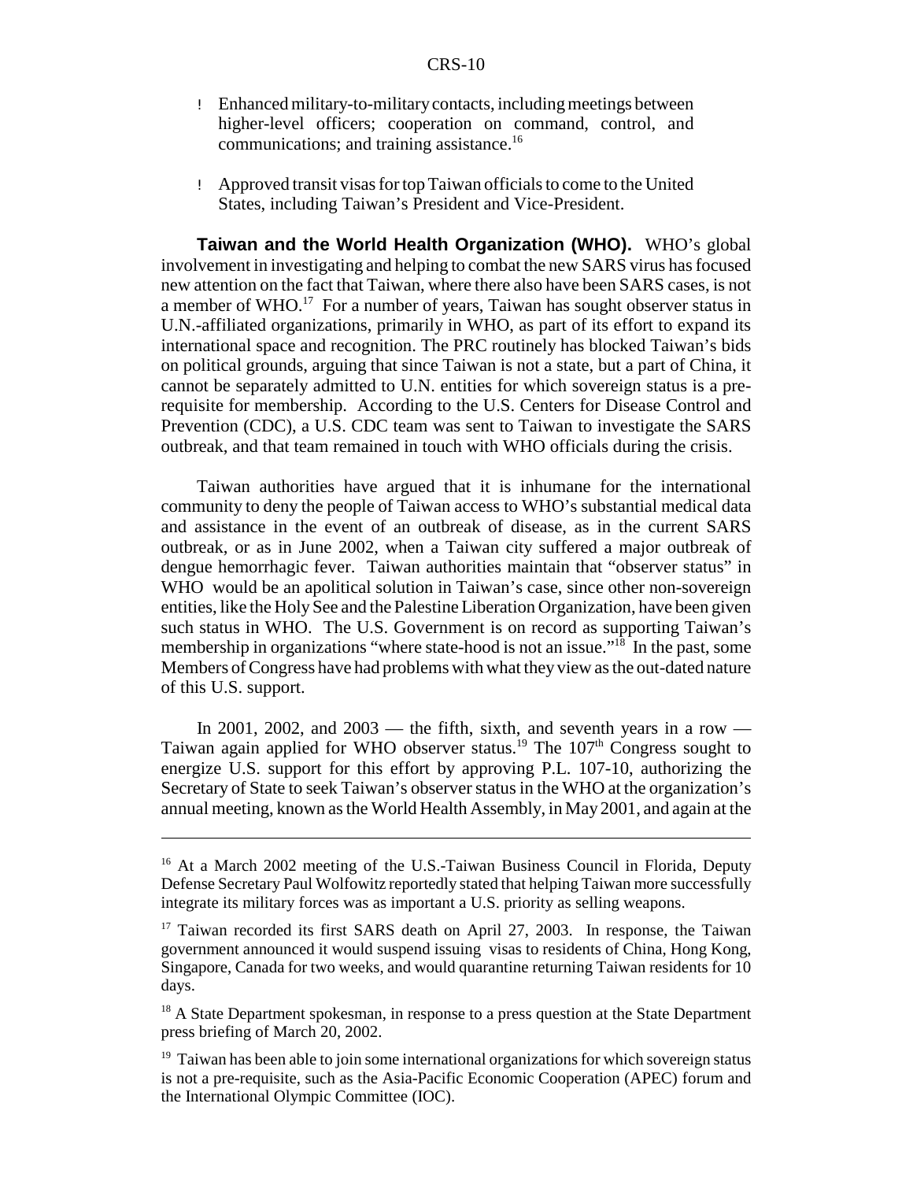- Enhanced military-to-military contacts, including meetings between higher-level officers; cooperation on command, control, and communications; and training assistance.[16]

- Approved transit visas for top Taiwan officials to come to the United States, including Taiwan's President and Vice-President.

**Taiwan and the World Health Organization (WHO).** WHO's global involvement in investigating and helping to combat the new SARS virus has focused new attention on the fact that Taiwan, where there also have been SARS cases, is not a member of WHO.[17] For a number of years, Taiwan has sought observer status in U.N.-affiliated organizations, primarily in WHO, as part of its effort to expand its international space and recognition. The PRC routinely has blocked Taiwan's bids on political grounds, arguing that since Taiwan is not a state, but a part of China, it cannot be separately admitted to U.N. entities for which sovereign status is a pre-requisite for membership. According to the U.S. Centers for Disease Control and Prevention (CDC), a U.S. CDC team was sent to Taiwan to investigate the SARS outbreak, and that team remained in touch with WHO officials during the crisis.

Taiwan authorities have argued that it is inhumane for the international community to deny the people of Taiwan access to WHO's substantial medical data and assistance in the event of an outbreak of disease, as in the current SARS outbreak, or as in June 2002, when a Taiwan city suffered a major outbreak of dengue hemorrhagic fever. Taiwan authorities maintain that "observer status" in WHO would be an apolitical solution in Taiwan's case, since other non-sovereign entities, like the Holy See and the Palestine Liberation Organization, have been given such status in WHO. The U.S. Government is on record as supporting Taiwan's membership in organizations "where state-hood is not an issue."[18] In the past, some Members of Congress have had problems with what they view as the out-dated nature of this U.S. support.

In 2001, 2002, and 2003 — the fifth, sixth, and seventh years in a row — Taiwan again applied for WHO observer status.[19] The 107th Congress sought to energize U.S. support for this effort by approving P.L. 107-10, authorizing the Secretary of State to seek Taiwan's observer status in the WHO at the organization's annual meeting, known as the World Health Assembly, in May 2001, and again at the

---

[16] At a March 2002 meeting of the U.S.-Taiwan Business Council in Florida, Deputy Defense Secretary Paul Wolfowitz reportedly stated that helping Taiwan more successfully integrate its military forces was as important a U.S. priority as selling weapons.

[17] Taiwan recorded its first SARS death on April 27, 2003. In response, the Taiwan government announced it would suspend issuing visas to residents of China, Hong Kong, Singapore, Canada for two weeks, and would quarantine returning Taiwan residents for 10 days.

[18] A State Department spokesman, in response to a press question at the State Department press briefing of March 20, 2002.

[19] Taiwan has been able to join some international organizations for which sovereign status is not a pre-requisite, such as the Asia-Pacific Economic Cooperation (APEC) forum and the International Olympic Committee (IOC).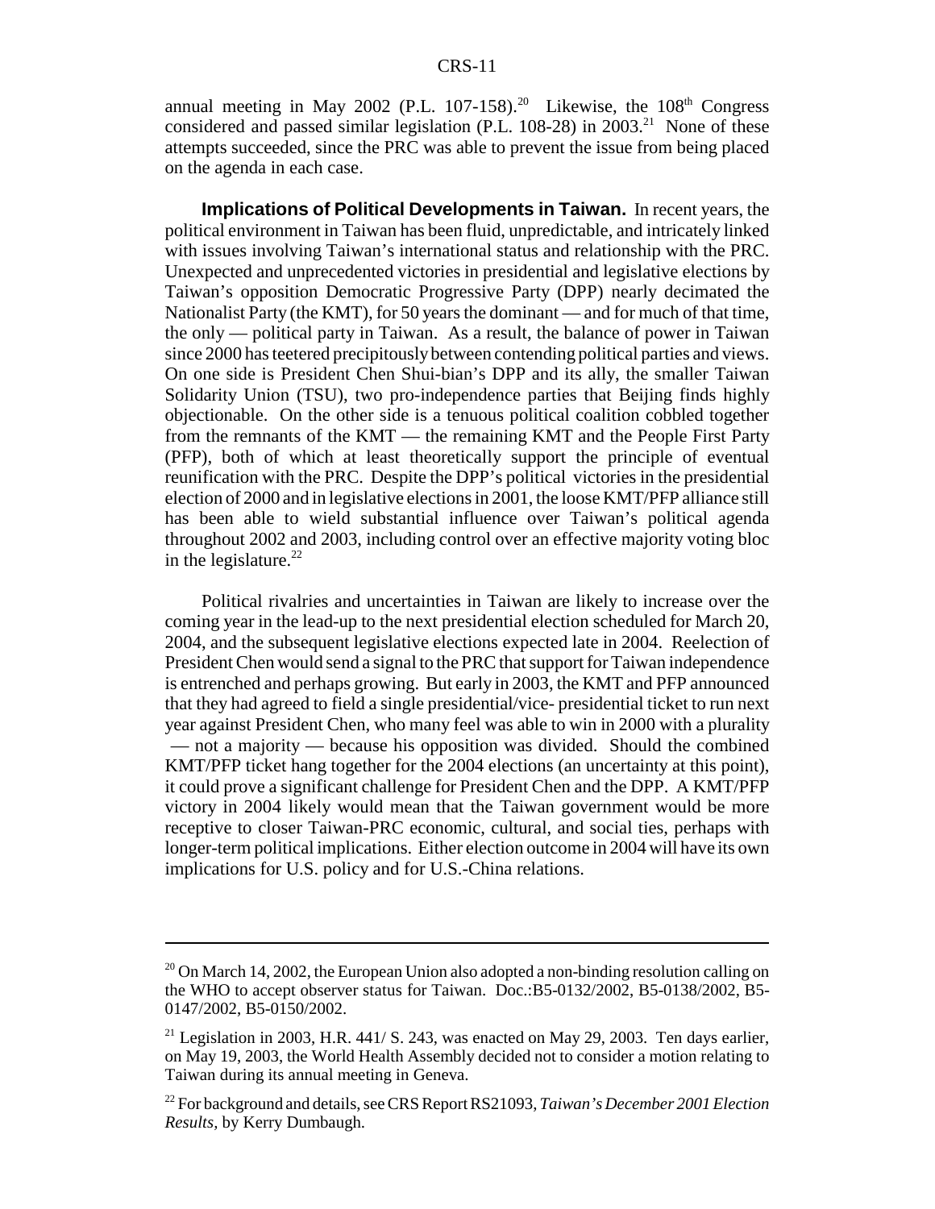annual meeting in May 2002 (P.L. 107-158).[20] Likewise, the 108th Congress considered and passed similar legislation (P.L. 108-28) in 2003.[21] None of these attempts succeeded, since the PRC was able to prevent the issue from being placed on the agenda in each case.

**Implications of Political Developments in Taiwan.** In recent years, the political environment in Taiwan has been fluid, unpredictable, and intricately linked with issues involving Taiwan's international status and relationship with the PRC. Unexpected and unprecedented victories in presidential and legislative elections by Taiwan's opposition Democratic Progressive Party (DPP) nearly decimated the Nationalist Party (the KMT), for 50 years the dominant — and for much of that time, the only — political party in Taiwan. As a result, the balance of power in Taiwan since 2000 has teetered precipitously between contending political parties and views. On one side is President Chen Shui-bian's DPP and its ally, the smaller Taiwan Solidarity Union (TSU), two pro-independence parties that Beijing finds highly objectionable. On the other side is a tenuous political coalition cobbled together from the remnants of the KMT — the remaining KMT and the People First Party (PFP), both of which at least theoretically support the principle of eventual reunification with the PRC. Despite the DPP's political victories in the presidential election of 2000 and in legislative elections in 2001, the loose KMT/PFP alliance still has been able to wield substantial influence over Taiwan's political agenda throughout 2002 and 2003, including control over an effective majority voting bloc in the legislature.[22]

Political rivalries and uncertainties in Taiwan are likely to increase over the coming year in the lead-up to the next presidential election scheduled for March 20, 2004, and the subsequent legislative elections expected late in 2004. Reelection of President Chen would send a signal to the PRC that support for Taiwan independence is entrenched and perhaps growing. But early in 2003, the KMT and PFP announced that they had agreed to field a single presidential/vice- presidential ticket to run next year against President Chen, who many feel was able to win in 2000 with a plurality — not a majority — because his opposition was divided. Should the combined KMT/PFP ticket hang together for the 2004 elections (an uncertainty at this point), it could prove a significant challenge for President Chen and the DPP. A KMT/PFP victory in 2004 likely would mean that the Taiwan government would be more receptive to closer Taiwan-PRC economic, cultural, and social ties, perhaps with longer-term political implications. Either election outcome in 2004 will have its own implications for U.S. policy and for U.S.-China relations.

---

[20] On March 14, 2002, the European Union also adopted a non-binding resolution calling on the WHO to accept observer status for Taiwan. Doc.:B5-0132/2002, B5-0138/2002, B5-0147/2002, B5-0150/2002.

[21] Legislation in 2003, H.R. 441/ S. 243, was enacted on May 29, 2003. Ten days earlier, on May 19, 2003, the World Health Assembly decided not to consider a motion relating to Taiwan during its annual meeting in Geneva.

[22] For background and details, see CRS Report RS21093, *Taiwan's December 2001 Election Results*, by Kerry Dumbaugh.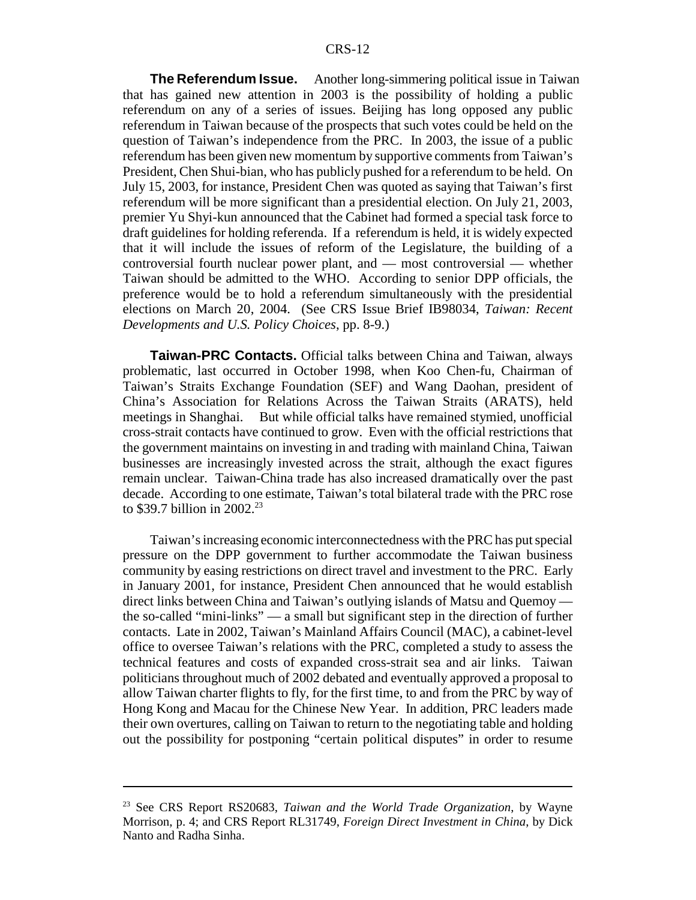**The Referendum Issue.** Another long-simmering political issue in Taiwan that has gained new attention in 2003 is the possibility of holding a public referendum on any of a series of issues. Beijing has long opposed any public referendum in Taiwan because of the prospects that such votes could be held on the question of Taiwan's independence from the PRC. In 2003, the issue of a public referendum has been given new momentum by supportive comments from Taiwan's President, Chen Shui-bian, who has publicly pushed for a referendum to be held. On July 15, 2003, for instance, President Chen was quoted as saying that Taiwan's first referendum will be more significant than a presidential election. On July 21, 2003, premier Yu Shyi-kun announced that the Cabinet had formed a special task force to draft guidelines for holding referenda. If a referendum is held, it is widely expected that it will include the issues of reform of the Legislature, the building of a controversial fourth nuclear power plant, and — most controversial — whether Taiwan should be admitted to the WHO. According to senior DPP officials, the preference would be to hold a referendum simultaneously with the presidential elections on March 20, 2004. (See CRS Issue Brief IB98034, *Taiwan: Recent Developments and U.S. Policy Choices*, pp. 8-9.)

**Taiwan-PRC Contacts.** Official talks between China and Taiwan, always problematic, last occurred in October 1998, when Koo Chen-fu, Chairman of Taiwan's Straits Exchange Foundation (SEF) and Wang Daohan, president of China's Association for Relations Across the Taiwan Straits (ARATS), held meetings in Shanghai. But while official talks have remained stymied, unofficial cross-strait contacts have continued to grow. Even with the official restrictions that the government maintains on investing in and trading with mainland China, Taiwan businesses are increasingly invested across the strait, although the exact figures remain unclear. Taiwan-China trade has also increased dramatically over the past decade. According to one estimate, Taiwan's total bilateral trade with the PRC rose to $39.7 billion in 2002.[23]

Taiwan's increasing economic interconnectedness with the PRC has put special pressure on the DPP government to further accommodate the Taiwan business community by easing restrictions on direct travel and investment to the PRC. Early in January 2001, for instance, President Chen announced that he would establish direct links between China and Taiwan's outlying islands of Matsu and Quemoy — the so-called "mini-links" — a small but significant step in the direction of further contacts. Late in 2002, Taiwan's Mainland Affairs Council (MAC), a cabinet-level office to oversee Taiwan's relations with the PRC, completed a study to assess the technical features and costs of expanded cross-strait sea and air links. Taiwan politicians throughout much of 2002 debated and eventually approved a proposal to allow Taiwan charter flights to fly, for the first time, to and from the PRC by way of Hong Kong and Macau for the Chinese New Year. In addition, PRC leaders made their own overtures, calling on Taiwan to return to the negotiating table and holding out the possibility for postponing "certain political disputes" in order to resume

---

[23] See CRS Report RS20683, *Taiwan and the World Trade Organization*, by Wayne Morrison, p. 4; and CRS Report RL31749, *Foreign Direct Investment in China*, by Dick Nanto and Radha Sinha.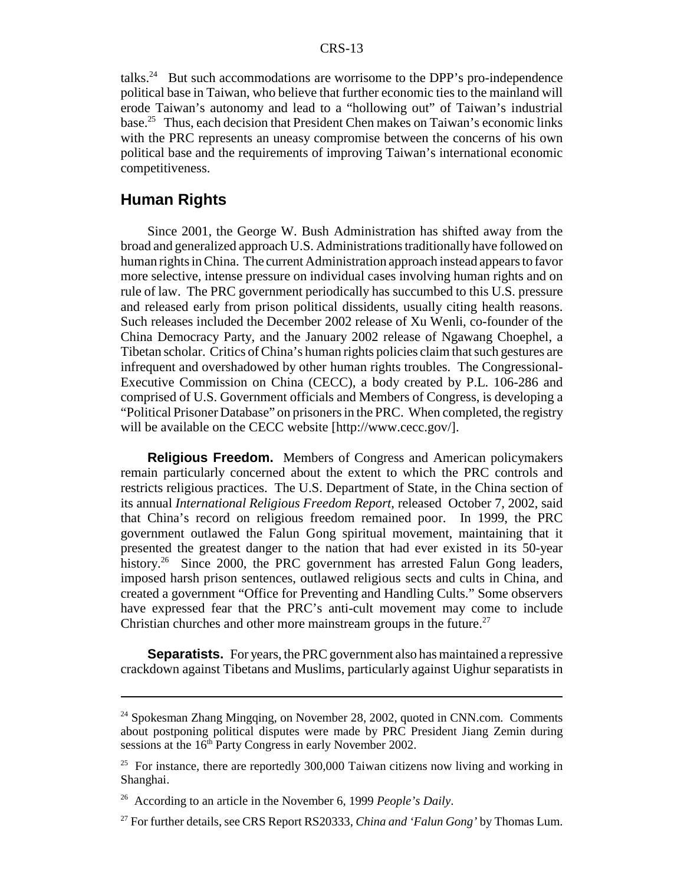talks.[24] But such accommodations are worrisome to the DPP's pro-independence political base in Taiwan, who believe that further economic ties to the mainland will erode Taiwan's autonomy and lead to a "hollowing out" of Taiwan's industrial base.[25] Thus, each decision that President Chen makes on Taiwan's economic links with the PRC represents an uneasy compromise between the concerns of his own political base and the requirements of improving Taiwan's international economic competitiveness.

## Human Rights

Since 2001, the George W. Bush Administration has shifted away from the broad and generalized approach U.S. Administrations traditionally have followed on human rights in China. The current Administration approach instead appears to favor more selective, intense pressure on individual cases involving human rights and on rule of law. The PRC government periodically has succumbed to this U.S. pressure and released early from prison political dissidents, usually citing health reasons. Such releases included the December 2002 release of Xu Wenli, co-founder of the China Democracy Party, and the January 2002 release of Ngawang Choephel, a Tibetan scholar. Critics of China's human rights policies claim that such gestures are infrequent and overshadowed by other human rights troubles. The Congressional-Executive Commission on China (CECC), a body created by P.L. 106-286 and comprised of U.S. Government officials and Members of Congress, is developing a "Political Prisoner Database" on prisoners in the PRC. When completed, the registry will be available on the CECC website [http://www.cecc.gov/].

**Religious Freedom.** Members of Congress and American policymakers remain particularly concerned about the extent to which the PRC controls and restricts religious practices. The U.S. Department of State, in the China section of its annual *International Religious Freedom Report*, released October 7, 2002, said that China's record on religious freedom remained poor. In 1999, the PRC government outlawed the Falun Gong spiritual movement, maintaining that it presented the greatest danger to the nation that had ever existed in its 50-year history.[26] Since 2000, the PRC government has arrested Falun Gong leaders, imposed harsh prison sentences, outlawed religious sects and cults in China, and created a government "Office for Preventing and Handling Cults." Some observers have expressed fear that the PRC's anti-cult movement may come to include Christian churches and other more mainstream groups in the future.[27]

**Separatists.** For years, the PRC government also has maintained a repressive crackdown against Tibetans and Muslims, particularly against Uighur separatists in

---

[24] Spokesman Zhang Mingqing, on November 28, 2002, quoted in CNN.com. Comments about postponing political disputes were made by PRC President Jiang Zemin during sessions at the 16th Party Congress in early November 2002.

[25] For instance, there are reportedly 300,000 Taiwan citizens now living and working in Shanghai.

[26] According to an article in the November 6, 1999 *People's Daily*.

[27] For further details, see CRS Report RS20333, *China and 'Falun Gong'* by Thomas Lum.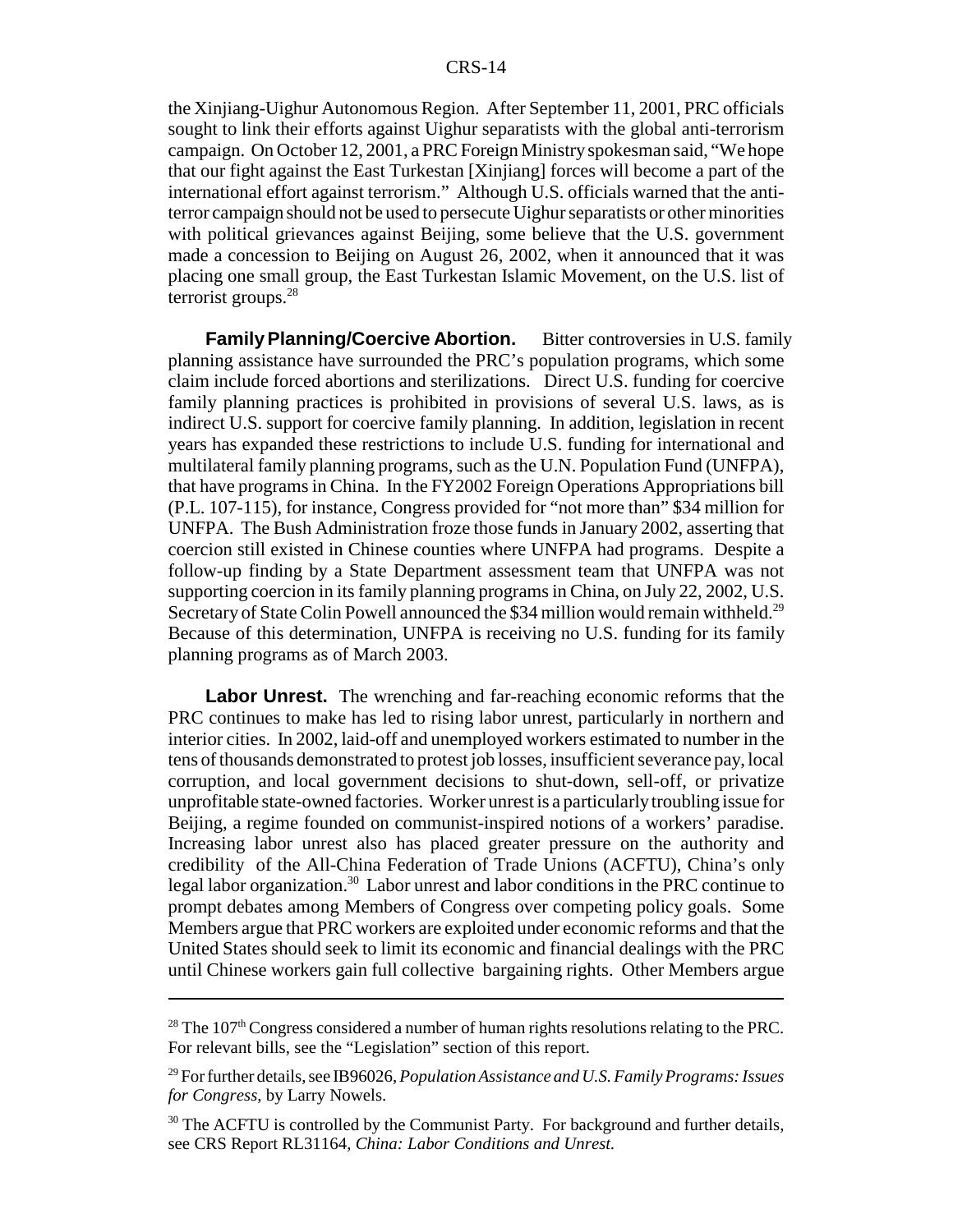the Xinjiang-Uighur Autonomous Region. After September 11, 2001, PRC officials sought to link their efforts against Uighur separatists with the global anti-terrorism campaign. On October 12, 2001, a PRC Foreign Ministry spokesman said, "We hope that our fight against the East Turkestan [Xinjiang] forces will become a part of the international effort against terrorism." Although U.S. officials warned that the anti-terror campaign should not be used to persecute Uighur separatists or other minorities with political grievances against Beijing, some believe that the U.S. government made a concession to Beijing on August 26, 2002, when it announced that it was placing one small group, the East Turkestan Islamic Movement, on the U.S. list of terrorist groups.[28]

**Family Planning/Coercive Abortion.** Bitter controversies in U.S. family planning assistance have surrounded the PRC's population programs, which some claim include forced abortions and sterilizations. Direct U.S. funding for coercive family planning practices is prohibited in provisions of several U.S. laws, as is indirect U.S. support for coercive family planning. In addition, legislation in recent years has expanded these restrictions to include U.S. funding for international and multilateral family planning programs, such as the U.N. Population Fund (UNFPA), that have programs in China. In the FY2002 Foreign Operations Appropriations bill (P.L. 107-115), for instance, Congress provided for "not more than" \$34 million for UNFPA. The Bush Administration froze those funds in January 2002, asserting that coercion still existed in Chinese counties where UNFPA had programs. Despite a follow-up finding by a State Department assessment team that UNFPA was not supporting coercion in its family planning programs in China, on July 22, 2002, U.S. Secretary of State Colin Powell announced the \$34 million would remain withheld.[29] Because of this determination, UNFPA is receiving no U.S. funding for its family planning programs as of March 2003.

**Labor Unrest.** The wrenching and far-reaching economic reforms that the PRC continues to make has led to rising labor unrest, particularly in northern and interior cities. In 2002, laid-off and unemployed workers estimated to number in the tens of thousands demonstrated to protest job losses, insufficient severance pay, local corruption, and local government decisions to shut-down, sell-off, or privatize unprofitable state-owned factories. Worker unrest is a particularly troubling issue for Beijing, a regime founded on communist-inspired notions of a workers' paradise. Increasing labor unrest also has placed greater pressure on the authority and credibility of the All-China Federation of Trade Unions (ACFTU), China's only legal labor organization.[30] Labor unrest and labor conditions in the PRC continue to prompt debates among Members of Congress over competing policy goals. Some Members argue that PRC workers are exploited under economic reforms and that the United States should seek to limit its economic and financial dealings with the PRC until Chinese workers gain full collective bargaining rights. Other Members argue

---

[28] The 107th Congress considered a number of human rights resolutions relating to the PRC. For relevant bills, see the "Legislation" section of this report.

[29] For further details, see IB96026, *Population Assistance and U.S. Family Programs: Issues for Congress*, by Larry Nowels.

[30] The ACFTU is controlled by the Communist Party. For background and further details, see CRS Report RL31164, *China: Labor Conditions and Unrest.*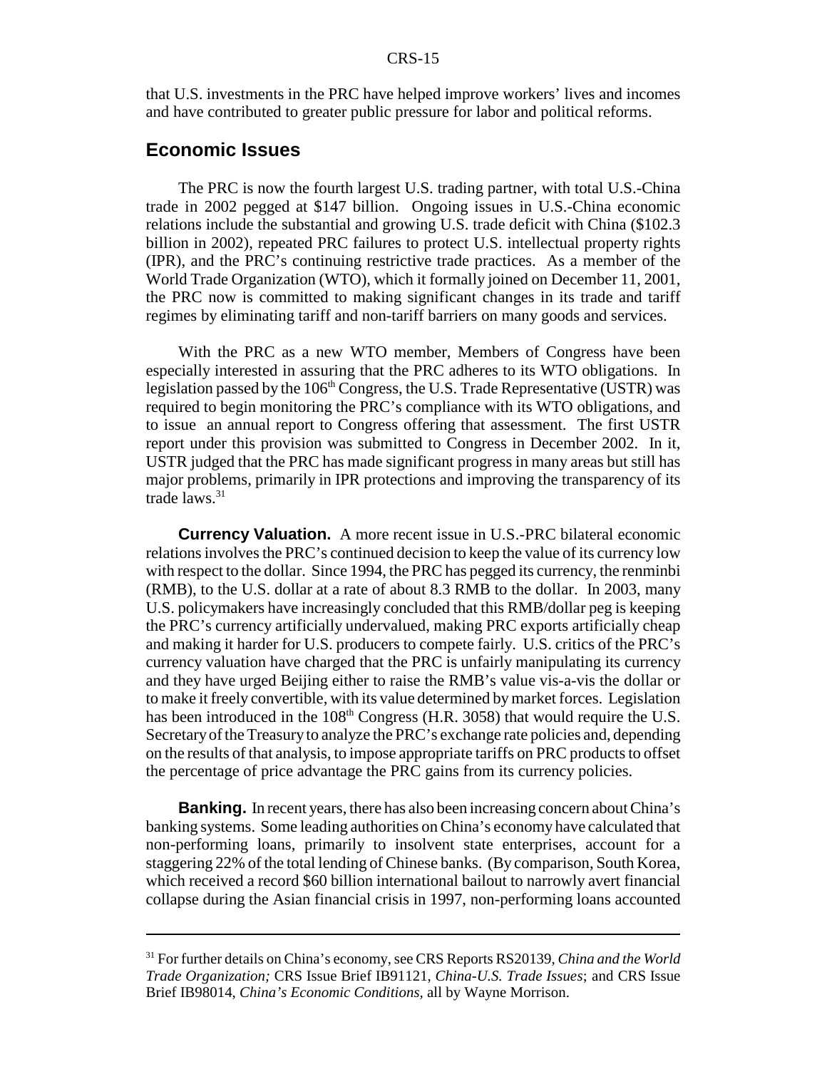that U.S. investments in the PRC have helped improve workers' lives and incomes and have contributed to greater public pressure for labor and political reforms.

## Economic Issues

The PRC is now the fourth largest U.S. trading partner, with total U.S.-China trade in 2002 pegged at $147 billion. Ongoing issues in U.S.-China economic relations include the substantial and growing U.S. trade deficit with China ($102.3 billion in 2002), repeated PRC failures to protect U.S. intellectual property rights (IPR), and the PRC's continuing restrictive trade practices. As a member of the World Trade Organization (WTO), which it formally joined on December 11, 2001, the PRC now is committed to making significant changes in its trade and tariff regimes by eliminating tariff and non-tariff barriers on many goods and services.

With the PRC as a new WTO member, Members of Congress have been especially interested in assuring that the PRC adheres to its WTO obligations. In legislation passed by the 106th Congress, the U.S. Trade Representative (USTR) was required to begin monitoring the PRC's compliance with its WTO obligations, and to issue an annual report to Congress offering that assessment. The first USTR report under this provision was submitted to Congress in December 2002. In it, USTR judged that the PRC has made significant progress in many areas but still has major problems, primarily in IPR protections and improving the transparency of its trade laws.[31]

**Currency Valuation.** A more recent issue in U.S.-PRC bilateral economic relations involves the PRC's continued decision to keep the value of its currency low with respect to the dollar. Since 1994, the PRC has pegged its currency, the renminbi (RMB), to the U.S. dollar at a rate of about 8.3 RMB to the dollar. In 2003, many U.S. policymakers have increasingly concluded that this RMB/dollar peg is keeping the PRC's currency artificially undervalued, making PRC exports artificially cheap and making it harder for U.S. producers to compete fairly. U.S. critics of the PRC's currency valuation have charged that the PRC is unfairly manipulating its currency and they have urged Beijing either to raise the RMB's value vis-a-vis the dollar or to make it freely convertible, with its value determined by market forces. Legislation has been introduced in the 108th Congress (H.R. 3058) that would require the U.S. Secretary of the Treasury to analyze the PRC's exchange rate policies and, depending on the results of that analysis, to impose appropriate tariffs on PRC products to offset the percentage of price advantage the PRC gains from its currency policies.

**Banking.** In recent years, there has also been increasing concern about China's banking systems. Some leading authorities on China's economy have calculated that non-performing loans, primarily to insolvent state enterprises, account for a staggering 22% of the total lending of Chinese banks. (By comparison, South Korea, which received a record $60 billion international bailout to narrowly avert financial collapse during the Asian financial crisis in 1997, non-performing loans accounted

---

[31] For further details on China's economy, see CRS Reports RS20139, *China and the World Trade Organization;* CRS Issue Brief IB91121, *China-U.S. Trade Issues*; and CRS Issue Brief IB98014, *China's Economic Conditions*, all by Wayne Morrison.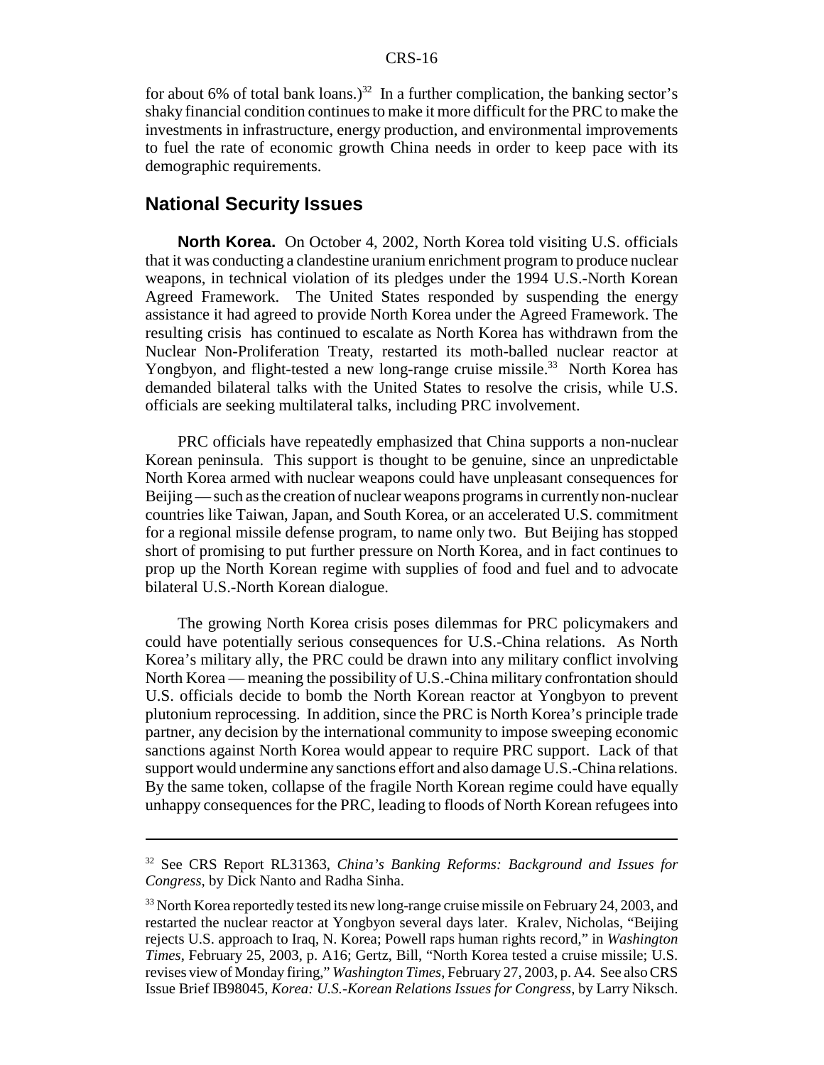for about 6% of total bank loans.)[32] In a further complication, the banking sector's shaky financial condition continues to make it more difficult for the PRC to make the investments in infrastructure, energy production, and environmental improvements to fuel the rate of economic growth China needs in order to keep pace with its demographic requirements.

## National Security Issues

**North Korea.** On October 4, 2002, North Korea told visiting U.S. officials that it was conducting a clandestine uranium enrichment program to produce nuclear weapons, in technical violation of its pledges under the 1994 U.S.-North Korean Agreed Framework. The United States responded by suspending the energy assistance it had agreed to provide North Korea under the Agreed Framework. The resulting crisis has continued to escalate as North Korea has withdrawn from the Nuclear Non-Proliferation Treaty, restarted its moth-balled nuclear reactor at Yongbyon, and flight-tested a new long-range cruise missile.[33] North Korea has demanded bilateral talks with the United States to resolve the crisis, while U.S. officials are seeking multilateral talks, including PRC involvement.

PRC officials have repeatedly emphasized that China supports a non-nuclear Korean peninsula. This support is thought to be genuine, since an unpredictable North Korea armed with nuclear weapons could have unpleasant consequences for Beijing — such as the creation of nuclear weapons programs in currently non-nuclear countries like Taiwan, Japan, and South Korea, or an accelerated U.S. commitment for a regional missile defense program, to name only two. But Beijing has stopped short of promising to put further pressure on North Korea, and in fact continues to prop up the North Korean regime with supplies of food and fuel and to advocate bilateral U.S.-North Korean dialogue.

The growing North Korea crisis poses dilemmas for PRC policymakers and could have potentially serious consequences for U.S.-China relations. As North Korea's military ally, the PRC could be drawn into any military conflict involving North Korea — meaning the possibility of U.S.-China military confrontation should U.S. officials decide to bomb the North Korean reactor at Yongbyon to prevent plutonium reprocessing. In addition, since the PRC is North Korea's principle trade partner, any decision by the international community to impose sweeping economic sanctions against North Korea would appear to require PRC support. Lack of that support would undermine any sanctions effort and also damage U.S.-China relations. By the same token, collapse of the fragile North Korean regime could have equally unhappy consequences for the PRC, leading to floods of North Korean refugees into

---

[32] See CRS Report RL31363, *China's Banking Reforms: Background and Issues for Congress*, by Dick Nanto and Radha Sinha.

[33] North Korea reportedly tested its new long-range cruise missile on February 24, 2003, and restarted the nuclear reactor at Yongbyon several days later. Kralev, Nicholas, "Beijing rejects U.S. approach to Iraq, N. Korea; Powell raps human rights record," in *Washington Times*, February 25, 2003, p. A16; Gertz, Bill, "North Korea tested a cruise missile; U.S. revises view of Monday firing," *Washington Times*, February 27, 2003, p. A4. See also CRS Issue Brief IB98045, *Korea: U.S.-Korean Relations Issues for Congress*, by Larry Niksch.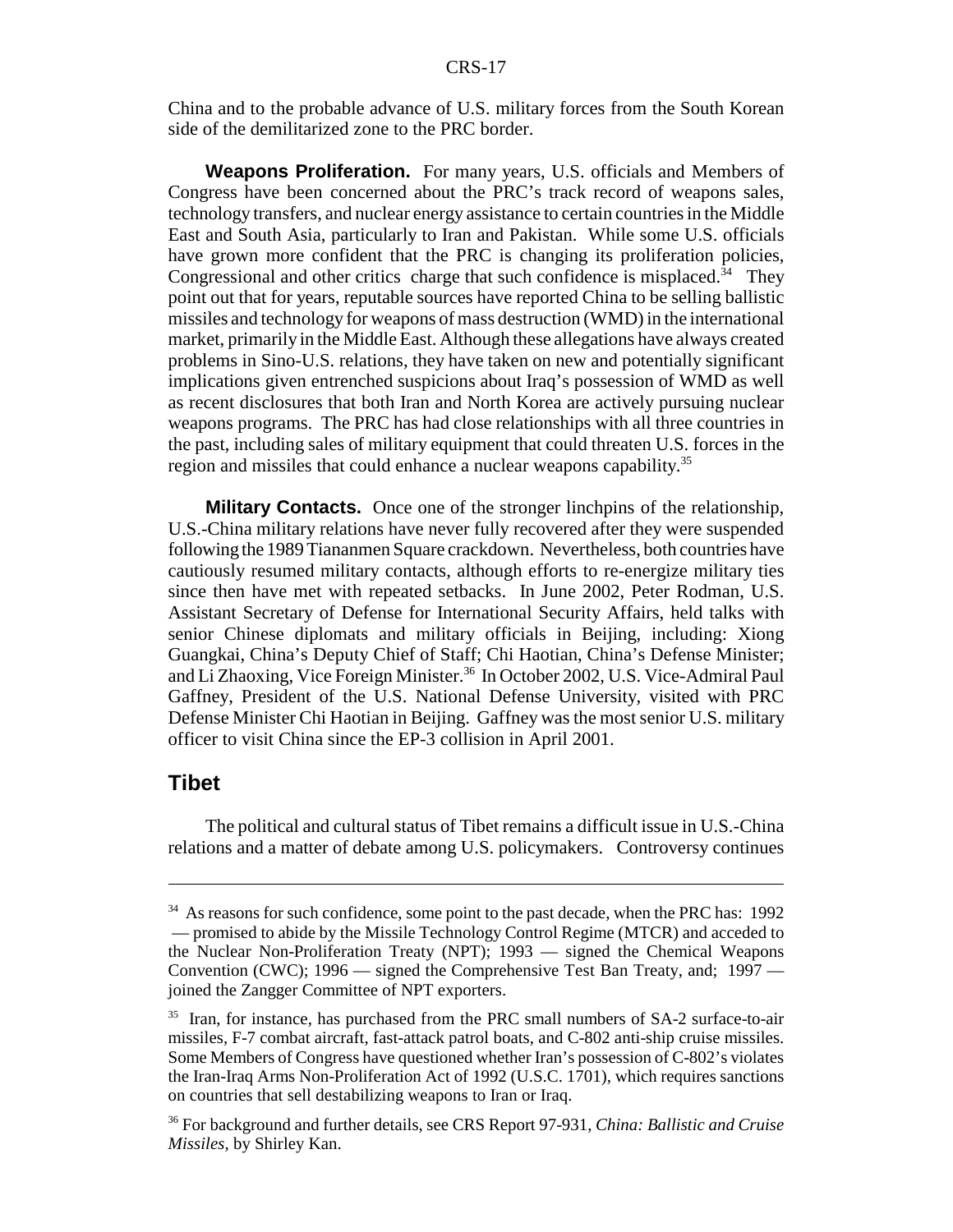China and to the probable advance of U.S. military forces from the South Korean side of the demilitarized zone to the PRC border.

**Weapons Proliferation.** For many years, U.S. officials and Members of Congress have been concerned about the PRC's track record of weapons sales, technology transfers, and nuclear energy assistance to certain countries in the Middle East and South Asia, particularly to Iran and Pakistan. While some U.S. officials have grown more confident that the PRC is changing its proliferation policies, Congressional and other critics charge that such confidence is misplaced.[34] They point out that for years, reputable sources have reported China to be selling ballistic missiles and technology for weapons of mass destruction (WMD) in the international market, primarily in the Middle East. Although these allegations have always created problems in Sino-U.S. relations, they have taken on new and potentially significant implications given entrenched suspicions about Iraq's possession of WMD as well as recent disclosures that both Iran and North Korea are actively pursuing nuclear weapons programs. The PRC has had close relationships with all three countries in the past, including sales of military equipment that could threaten U.S. forces in the region and missiles that could enhance a nuclear weapons capability.[35]

**Military Contacts.** Once one of the stronger linchpins of the relationship, U.S.-China military relations have never fully recovered after they were suspended following the 1989 Tiananmen Square crackdown. Nevertheless, both countries have cautiously resumed military contacts, although efforts to re-energize military ties since then have met with repeated setbacks. In June 2002, Peter Rodman, U.S. Assistant Secretary of Defense for International Security Affairs, held talks with senior Chinese diplomats and military officials in Beijing, including: Xiong Guangkai, China's Deputy Chief of Staff; Chi Haotian, China's Defense Minister; and Li Zhaoxing, Vice Foreign Minister.[36] In October 2002, U.S. Vice-Admiral Paul Gaffney, President of the U.S. National Defense University, visited with PRC Defense Minister Chi Haotian in Beijing. Gaffney was the most senior U.S. military officer to visit China since the EP-3 collision in April 2001.

## Tibet

The political and cultural status of Tibet remains a difficult issue in U.S.-China relations and a matter of debate among U.S. policymakers. Controversy continues

---

[34] As reasons for such confidence, some point to the past decade, when the PRC has: 1992 — promised to abide by the Missile Technology Control Regime (MTCR) and acceded to the Nuclear Non-Proliferation Treaty (NPT); 1993 — signed the Chemical Weapons Convention (CWC); 1996 — signed the Comprehensive Test Ban Treaty, and; 1997 — joined the Zangger Committee of NPT exporters.

[35] Iran, for instance, has purchased from the PRC small numbers of SA-2 surface-to-air missiles, F-7 combat aircraft, fast-attack patrol boats, and C-802 anti-ship cruise missiles. Some Members of Congress have questioned whether Iran's possession of C-802's violates the Iran-Iraq Arms Non-Proliferation Act of 1992 (U.S.C. 1701), which requires sanctions on countries that sell destabilizing weapons to Iran or Iraq.

[36] For background and further details, see CRS Report 97-931, *China: Ballistic and Cruise Missiles,* by Shirley Kan.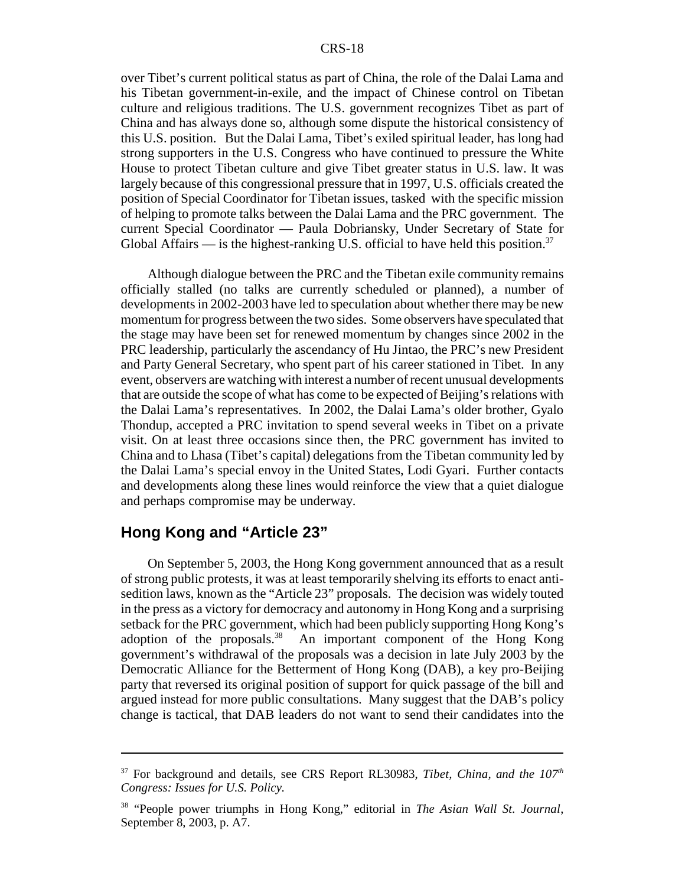over Tibet's current political status as part of China, the role of the Dalai Lama and his Tibetan government-in-exile, and the impact of Chinese control on Tibetan culture and religious traditions. The U.S. government recognizes Tibet as part of China and has always done so, although some dispute the historical consistency of this U.S. position. But the Dalai Lama, Tibet's exiled spiritual leader, has long had strong supporters in the U.S. Congress who have continued to pressure the White House to protect Tibetan culture and give Tibet greater status in U.S. law. It was largely because of this congressional pressure that in 1997, U.S. officials created the position of Special Coordinator for Tibetan issues, tasked with the specific mission of helping to promote talks between the Dalai Lama and the PRC government. The current Special Coordinator — Paula Dobriansky, Under Secretary of State for Global Affairs — is the highest-ranking U.S. official to have held this position.[37]

Although dialogue between the PRC and the Tibetan exile community remains officially stalled (no talks are currently scheduled or planned), a number of developments in 2002-2003 have led to speculation about whether there may be new momentum for progress between the two sides. Some observers have speculated that the stage may have been set for renewed momentum by changes since 2002 in the PRC leadership, particularly the ascendancy of Hu Jintao, the PRC's new President and Party General Secretary, who spent part of his career stationed in Tibet. In any event, observers are watching with interest a number of recent unusual developments that are outside the scope of what has come to be expected of Beijing's relations with the Dalai Lama's representatives. In 2002, the Dalai Lama's older brother, Gyalo Thondup, accepted a PRC invitation to spend several weeks in Tibet on a private visit. On at least three occasions since then, the PRC government has invited to China and to Lhasa (Tibet's capital) delegations from the Tibetan community led by the Dalai Lama's special envoy in the United States, Lodi Gyari. Further contacts and developments along these lines would reinforce the view that a quiet dialogue and perhaps compromise may be underway.

## Hong Kong and "Article 23"

On September 5, 2003, the Hong Kong government announced that as a result of strong public protests, it was at least temporarily shelving its efforts to enact anti-sedition laws, known as the "Article 23" proposals. The decision was widely touted in the press as a victory for democracy and autonomy in Hong Kong and a surprising setback for the PRC government, which had been publicly supporting Hong Kong's adoption of the proposals.[38] An important component of the Hong Kong government's withdrawal of the proposals was a decision in late July 2003 by the Democratic Alliance for the Betterment of Hong Kong (DAB), a key pro-Beijing party that reversed its original position of support for quick passage of the bill and argued instead for more public consultations. Many suggest that the DAB's policy change is tactical, that DAB leaders do not want to send their candidates into the

---

[37] For background and details, see CRS Report RL30983, *Tibet, China, and the 107th Congress: Issues for U.S. Policy.*

[38] "People power triumphs in Hong Kong," editorial in *The Asian Wall St. Journal*, September 8, 2003, p. A7.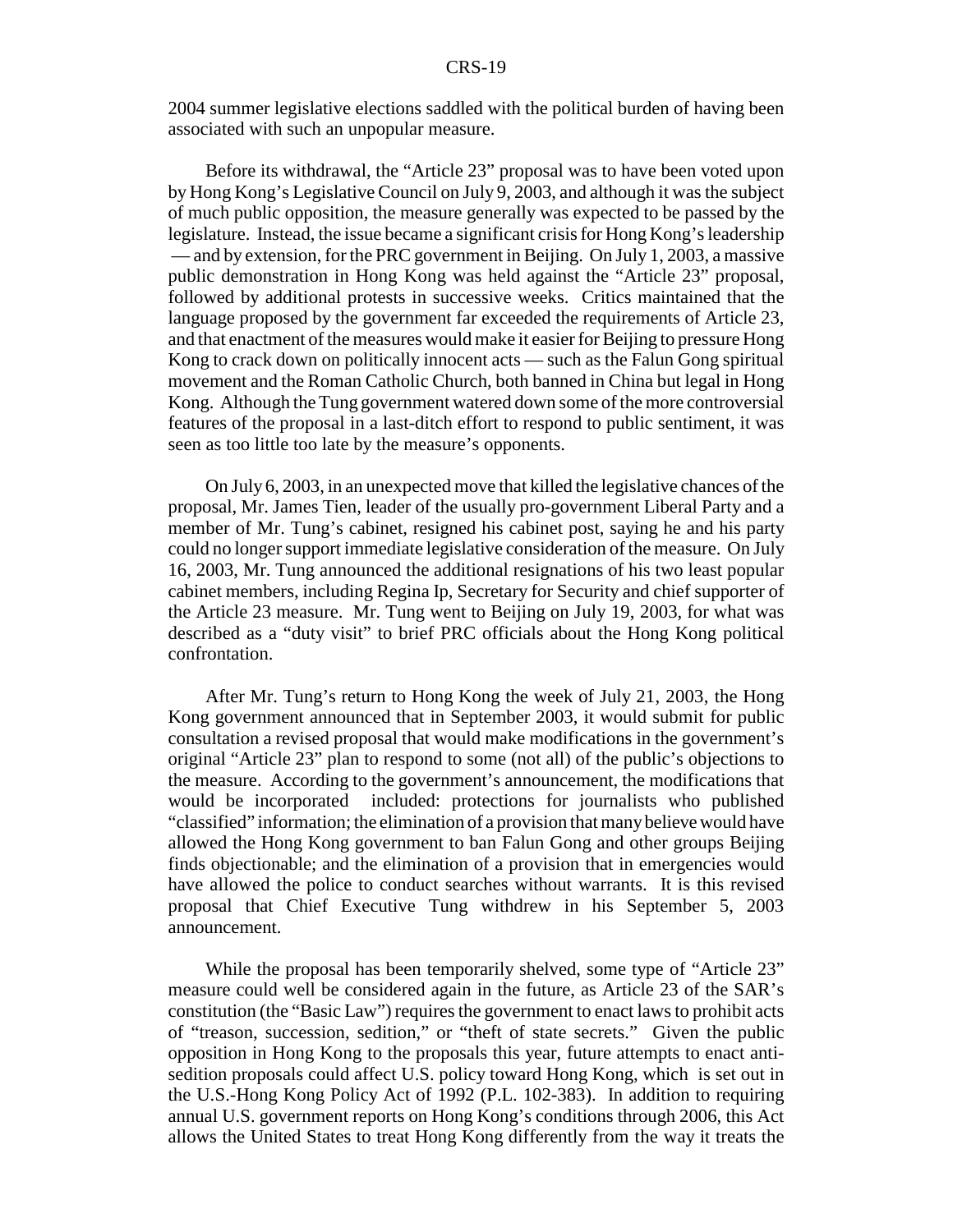2004 summer legislative elections saddled with the political burden of having been associated with such an unpopular measure.

Before its withdrawal, the "Article 23" proposal was to have been voted upon by Hong Kong's Legislative Council on July 9, 2003, and although it was the subject of much public opposition, the measure generally was expected to be passed by the legislature. Instead, the issue became a significant crisis for Hong Kong's leadership — and by extension, for the PRC government in Beijing. On July 1, 2003, a massive public demonstration in Hong Kong was held against the "Article 23" proposal, followed by additional protests in successive weeks. Critics maintained that the language proposed by the government far exceeded the requirements of Article 23, and that enactment of the measures would make it easier for Beijing to pressure Hong Kong to crack down on politically innocent acts — such as the Falun Gong spiritual movement and the Roman Catholic Church, both banned in China but legal in Hong Kong. Although the Tung government watered down some of the more controversial features of the proposal in a last-ditch effort to respond to public sentiment, it was seen as too little too late by the measure's opponents.

On July 6, 2003, in an unexpected move that killed the legislative chances of the proposal, Mr. James Tien, leader of the usually pro-government Liberal Party and a member of Mr. Tung's cabinet, resigned his cabinet post, saying he and his party could no longer support immediate legislative consideration of the measure. On July 16, 2003, Mr. Tung announced the additional resignations of his two least popular cabinet members, including Regina Ip, Secretary for Security and chief supporter of the Article 23 measure. Mr. Tung went to Beijing on July 19, 2003, for what was described as a "duty visit" to brief PRC officials about the Hong Kong political confrontation.

After Mr. Tung's return to Hong Kong the week of July 21, 2003, the Hong Kong government announced that in September 2003, it would submit for public consultation a revised proposal that would make modifications in the government's original "Article 23" plan to respond to some (not all) of the public's objections to the measure. According to the government's announcement, the modifications that would be incorporated included: protections for journalists who published "classified" information; the elimination of a provision that many believe would have allowed the Hong Kong government to ban Falun Gong and other groups Beijing finds objectionable; and the elimination of a provision that in emergencies would have allowed the police to conduct searches without warrants. It is this revised proposal that Chief Executive Tung withdrew in his September 5, 2003 announcement.

While the proposal has been temporarily shelved, some type of "Article 23" measure could well be considered again in the future, as Article 23 of the SAR's constitution (the "Basic Law") requires the government to enact laws to prohibit acts of "treason, succession, sedition," or "theft of state secrets." Given the public opposition in Hong Kong to the proposals this year, future attempts to enact anti-sedition proposals could affect U.S. policy toward Hong Kong, which is set out in the U.S.-Hong Kong Policy Act of 1992 (P.L. 102-383). In addition to requiring annual U.S. government reports on Hong Kong's conditions through 2006, this Act allows the United States to treat Hong Kong differently from the way it treats the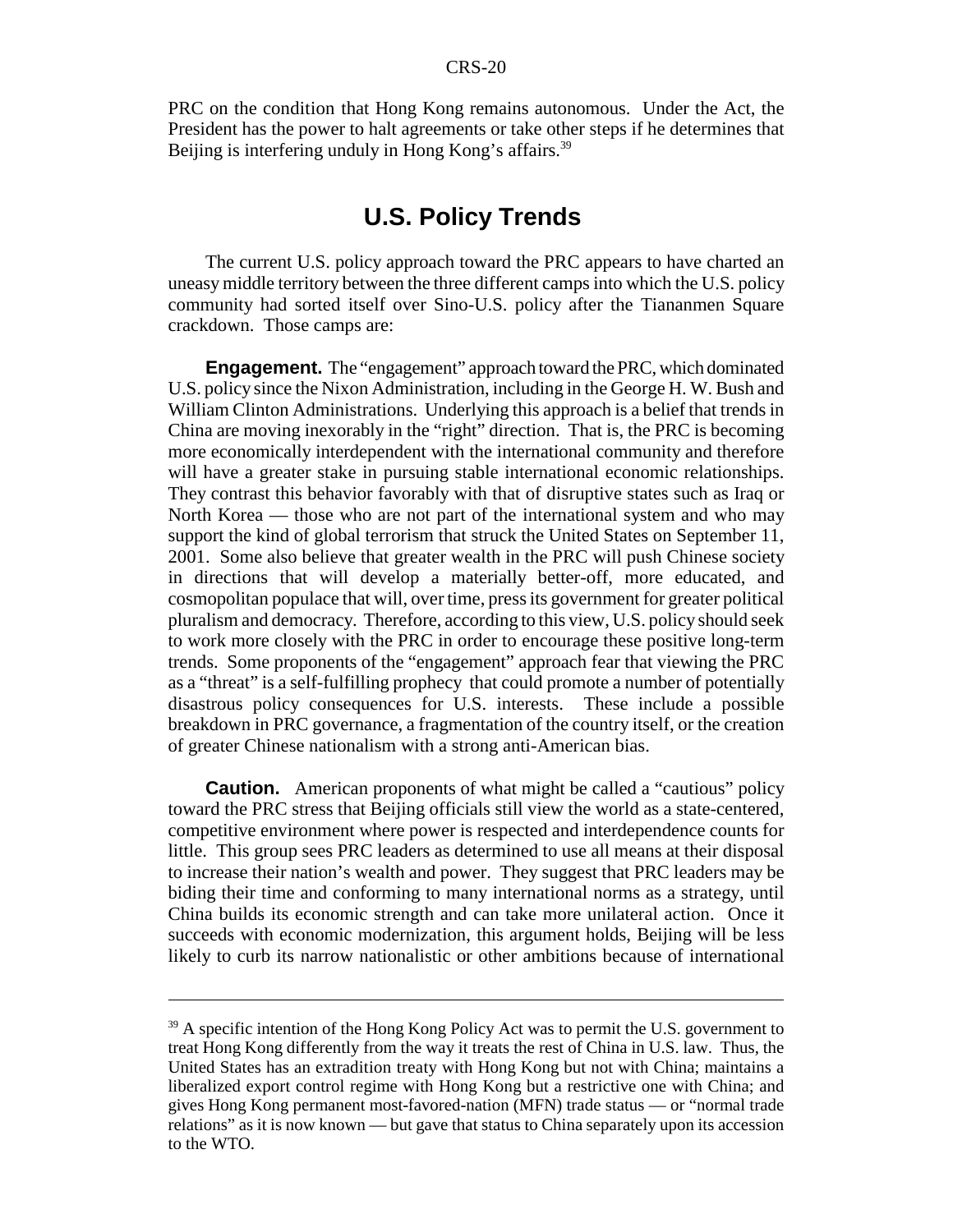PRC on the condition that Hong Kong remains autonomous. Under the Act, the President has the power to halt agreements or take other steps if he determines that Beijing is interfering unduly in Hong Kong's affairs.[39]

## U.S. Policy Trends

The current U.S. policy approach toward the PRC appears to have charted an uneasy middle territory between the three different camps into which the U.S. policy community had sorted itself over Sino-U.S. policy after the Tiananmen Square crackdown. Those camps are:

**Engagement.** The "engagement" approach toward the PRC, which dominated U.S. policy since the Nixon Administration, including in the George H. W. Bush and William Clinton Administrations. Underlying this approach is a belief that trends in China are moving inexorably in the "right" direction. That is, the PRC is becoming more economically interdependent with the international community and therefore will have a greater stake in pursuing stable international economic relationships. They contrast this behavior favorably with that of disruptive states such as Iraq or North Korea — those who are not part of the international system and who may support the kind of global terrorism that struck the United States on September 11, 2001. Some also believe that greater wealth in the PRC will push Chinese society in directions that will develop a materially better-off, more educated, and cosmopolitan populace that will, over time, press its government for greater political pluralism and democracy. Therefore, according to this view, U.S. policy should seek to work more closely with the PRC in order to encourage these positive long-term trends. Some proponents of the "engagement" approach fear that viewing the PRC as a "threat" is a self-fulfilling prophecy that could promote a number of potentially disastrous policy consequences for U.S. interests. These include a possible breakdown in PRC governance, a fragmentation of the country itself, or the creation of greater Chinese nationalism with a strong anti-American bias.

**Caution.** American proponents of what might be called a "cautious" policy toward the PRC stress that Beijing officials still view the world as a state-centered, competitive environment where power is respected and interdependence counts for little. This group sees PRC leaders as determined to use all means at their disposal to increase their nation's wealth and power. They suggest that PRC leaders may be biding their time and conforming to many international norms as a strategy, until China builds its economic strength and can take more unilateral action. Once it succeeds with economic modernization, this argument holds, Beijing will be less likely to curb its narrow nationalistic or other ambitions because of international

---

[39] A specific intention of the Hong Kong Policy Act was to permit the U.S. government to treat Hong Kong differently from the way it treats the rest of China in U.S. law. Thus, the United States has an extradition treaty with Hong Kong but not with China; maintains a liberalized export control regime with Hong Kong but a restrictive one with China; and gives Hong Kong permanent most-favored-nation (MFN) trade status — or "normal trade relations" as it is now known — but gave that status to China separately upon its accession to the WTO.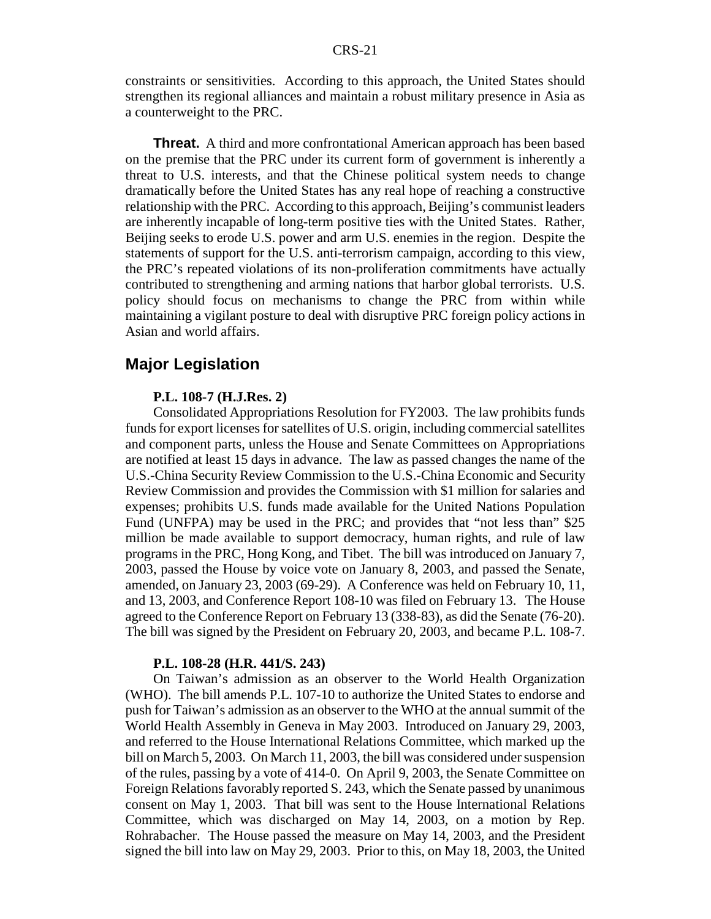constraints or sensitivities. According to this approach, the United States should strengthen its regional alliances and maintain a robust military presence in Asia as a counterweight to the PRC.

**Threat.** A third and more confrontational American approach has been based on the premise that the PRC under its current form of government is inherently a threat to U.S. interests, and that the Chinese political system needs to change dramatically before the United States has any real hope of reaching a constructive relationship with the PRC. According to this approach, Beijing's communist leaders are inherently incapable of long-term positive ties with the United States. Rather, Beijing seeks to erode U.S. power and arm U.S. enemies in the region. Despite the statements of support for the U.S. anti-terrorism campaign, according to this view, the PRC's repeated violations of its non-proliferation commitments have actually contributed to strengthening and arming nations that harbor global terrorists. U.S. policy should focus on mechanisms to change the PRC from within while maintaining a vigilant posture to deal with disruptive PRC foreign policy actions in Asian and world affairs.

## Major Legislation

**P.L. 108-7 (H.J.Res. 2)**

Consolidated Appropriations Resolution for FY2003. The law prohibits funds funds for export licenses for satellites of U.S. origin, including commercial satellites and component parts, unless the House and Senate Committees on Appropriations are notified at least 15 days in advance. The law as passed changes the name of the U.S.-China Security Review Commission to the U.S.-China Economic and Security Review Commission and provides the Commission with $1 million for salaries and expenses; prohibits U.S. funds made available for the United Nations Population Fund (UNFPA) may be used in the PRC; and provides that "not less than" $25 million be made available to support democracy, human rights, and rule of law programs in the PRC, Hong Kong, and Tibet. The bill was introduced on January 7, 2003, passed the House by voice vote on January 8, 2003, and passed the Senate, amended, on January 23, 2003 (69-29). A Conference was held on February 10, 11, and 13, 2003, and Conference Report 108-10 was filed on February 13. The House agreed to the Conference Report on February 13 (338-83), as did the Senate (76-20). The bill was signed by the President on February 20, 2003, and became P.L. 108-7.

**P.L. 108-28 (H.R. 441/S. 243)**

On Taiwan's admission as an observer to the World Health Organization (WHO). The bill amends P.L. 107-10 to authorize the United States to endorse and push for Taiwan's admission as an observer to the WHO at the annual summit of the World Health Assembly in Geneva in May 2003. Introduced on January 29, 2003, and referred to the House International Relations Committee, which marked up the bill on March 5, 2003. On March 11, 2003, the bill was considered under suspension of the rules, passing by a vote of 414-0. On April 9, 2003, the Senate Committee on Foreign Relations favorably reported S. 243, which the Senate passed by unanimous consent on May 1, 2003. That bill was sent to the House International Relations Committee, which was discharged on May 14, 2003, on a motion by Rep. Rohrabacher. The House passed the measure on May 14, 2003, and the President signed the bill into law on May 29, 2003. Prior to this, on May 18, 2003, the United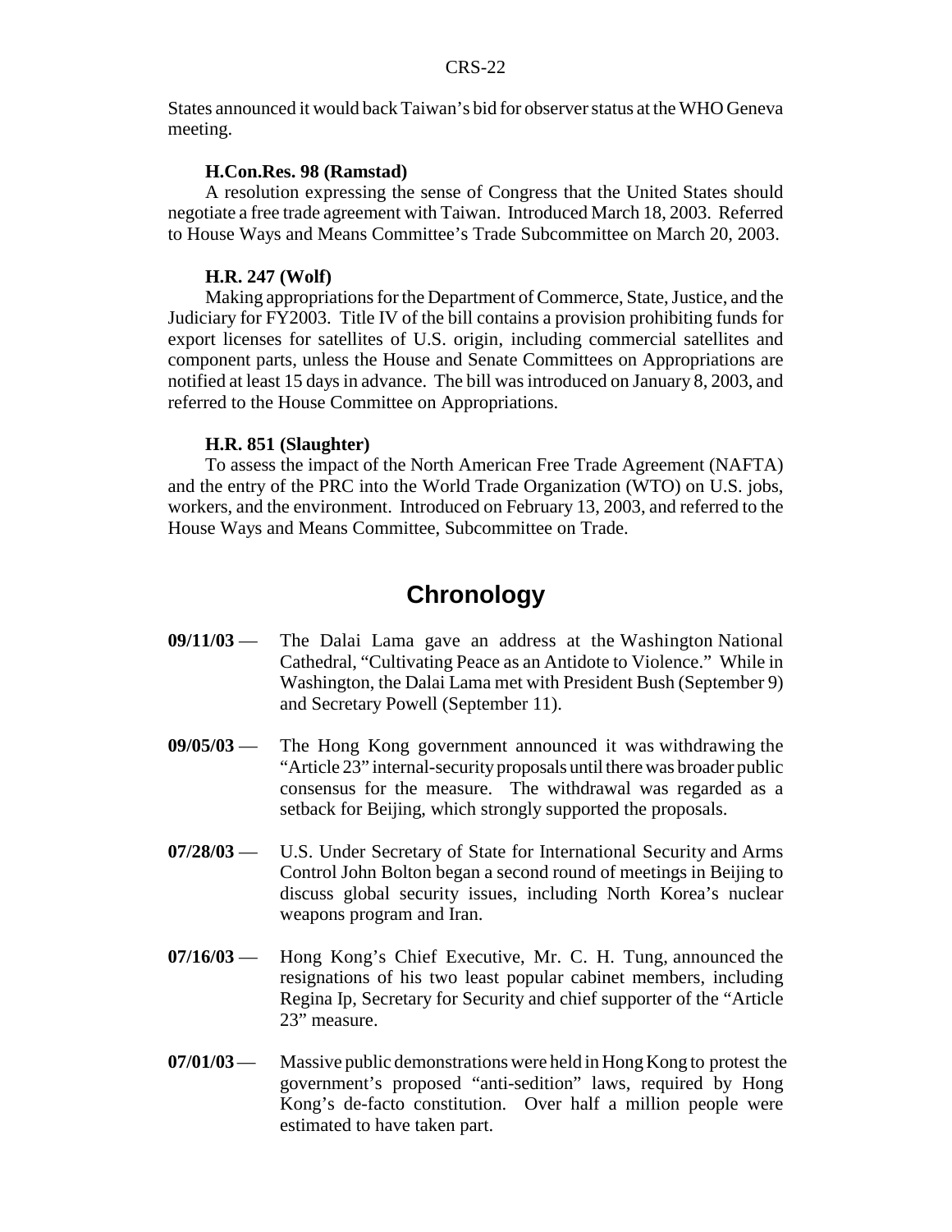States announced it would back Taiwan's bid for observer status at the WHO Geneva meeting.

**H.Con.Res. 98 (Ramstad)**

A resolution expressing the sense of Congress that the United States should negotiate a free trade agreement with Taiwan. Introduced March 18, 2003. Referred to House Ways and Means Committee's Trade Subcommittee on March 20, 2003.

**H.R. 247 (Wolf)**

Making appropriations for the Department of Commerce, State, Justice, and the Judiciary for FY2003. Title IV of the bill contains a provision prohibiting funds for export licenses for satellites of U.S. origin, including commercial satellites and component parts, unless the House and Senate Committees on Appropriations are notified at least 15 days in advance. The bill was introduced on January 8, 2003, and referred to the House Committee on Appropriations.

**H.R. 851 (Slaughter)**

To assess the impact of the North American Free Trade Agreement (NAFTA) and the entry of the PRC into the World Trade Organization (WTO) on U.S. jobs, workers, and the environment. Introduced on February 13, 2003, and referred to the House Ways and Means Committee, Subcommittee on Trade.

# Chronology

**09/11/03** — The Dalai Lama gave an address at the Washington National Cathedral, "Cultivating Peace as an Antidote to Violence." While in Washington, the Dalai Lama met with President Bush (September 9) and Secretary Powell (September 11).

**09/05/03** — The Hong Kong government announced it was withdrawing the "Article 23" internal-security proposals until there was broader public consensus for the measure. The withdrawal was regarded as a setback for Beijing, which strongly supported the proposals.

**07/28/03** — U.S. Under Secretary of State for International Security and Arms Control John Bolton began a second round of meetings in Beijing to discuss global security issues, including North Korea's nuclear weapons program and Iran.

**07/16/03** — Hong Kong's Chief Executive, Mr. C. H. Tung, announced the resignations of his two least popular cabinet members, including Regina Ip, Secretary for Security and chief supporter of the "Article 23" measure.

**07/01/03** — Massive public demonstrations were held in Hong Kong to protest the government's proposed "anti-sedition" laws, required by Hong Kong's de-facto constitution. Over half a million people were estimated to have taken part.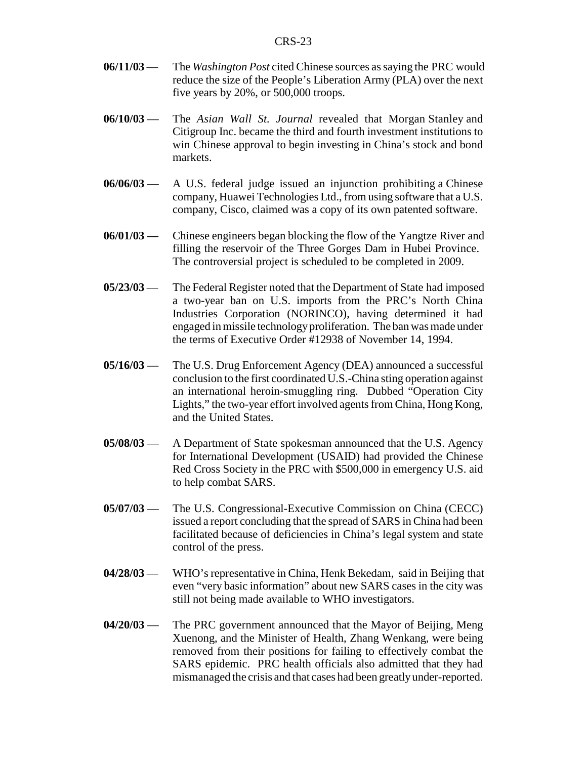**06/11/03** — The *Washington Post* cited Chinese sources as saying the PRC would reduce the size of the People's Liberation Army (PLA) over the next five years by 20%, or 500,000 troops.

**06/10/03** — The *Asian Wall St. Journal* revealed that Morgan Stanley and Citigroup Inc. became the third and fourth investment institutions to win Chinese approval to begin investing in China's stock and bond markets.

**06/06/03** — A U.S. federal judge issued an injunction prohibiting a Chinese company, Huawei Technologies Ltd., from using software that a U.S. company, Cisco, claimed was a copy of its own patented software.

**06/01/03 —** Chinese engineers began blocking the flow of the Yangtze River and filling the reservoir of the Three Gorges Dam in Hubei Province. The controversial project is scheduled to be completed in 2009.

**05/23/03** — The Federal Register noted that the Department of State had imposed a two-year ban on U.S. imports from the PRC's North China Industries Corporation (NORINCO), having determined it had engaged in missile technology proliferation. The ban was made under the terms of Executive Order #12938 of November 14, 1994.

**05/16/03 —** The U.S. Drug Enforcement Agency (DEA) announced a successful conclusion to the first coordinated U.S.-China sting operation against an international heroin-smuggling ring. Dubbed "Operation City Lights," the two-year effort involved agents from China, Hong Kong, and the United States.

**05/08/03** — A Department of State spokesman announced that the U.S. Agency for International Development (USAID) had provided the Chinese Red Cross Society in the PRC with $500,000 in emergency U.S. aid to help combat SARS.

**05/07/03** — The U.S. Congressional-Executive Commission on China (CECC) issued a report concluding that the spread of SARS in China had been facilitated because of deficiencies in China's legal system and state control of the press.

**04/28/03** — WHO's representative in China, Henk Bekedam, said in Beijing that even "very basic information" about new SARS cases in the city was still not being made available to WHO investigators.

**04/20/03** — The PRC government announced that the Mayor of Beijing, Meng Xuenong, and the Minister of Health, Zhang Wenkang, were being removed from their positions for failing to effectively combat the SARS epidemic. PRC health officials also admitted that they had mismanaged the crisis and that cases had been greatly under-reported.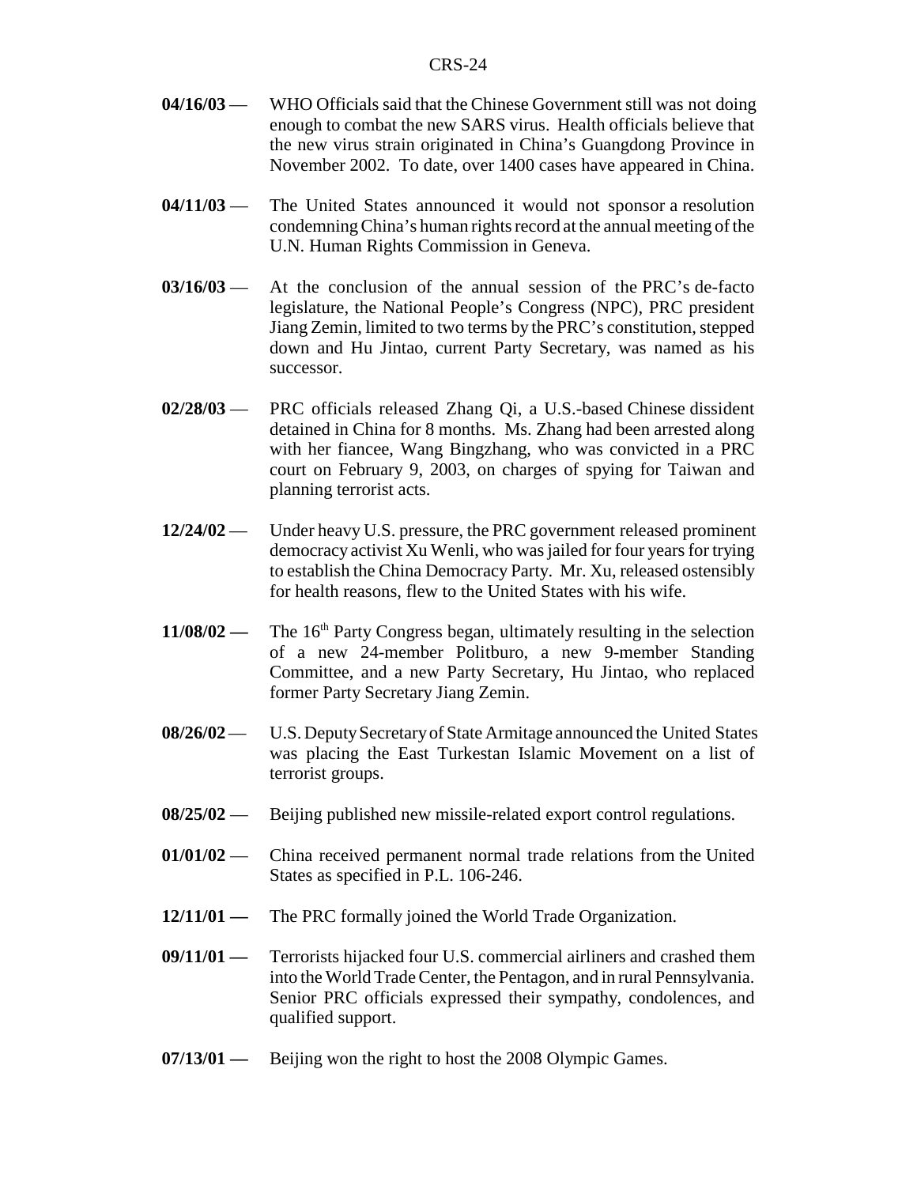**04/16/03** — WHO Officials said that the Chinese Government still was not doing enough to combat the new SARS virus. Health officials believe that the new virus strain originated in China's Guangdong Province in November 2002. To date, over 1400 cases have appeared in China.

**04/11/03** — The United States announced it would not sponsor a resolution condemning China's human rights record at the annual meeting of the U.N. Human Rights Commission in Geneva.

**03/16/03** — At the conclusion of the annual session of the PRC's de-facto legislature, the National People's Congress (NPC), PRC president Jiang Zemin, limited to two terms by the PRC's constitution, stepped down and Hu Jintao, current Party Secretary, was named as his successor.

**02/28/03** — PRC officials released Zhang Qi, a U.S.-based Chinese dissident detained in China for 8 months. Ms. Zhang had been arrested along with her fiancee, Wang Bingzhang, who was convicted in a PRC court on February 9, 2003, on charges of spying for Taiwan and planning terrorist acts.

**12/24/02** — Under heavy U.S. pressure, the PRC government released prominent democracy activist Xu Wenli, who was jailed for four years for trying to establish the China Democracy Party. Mr. Xu, released ostensibly for health reasons, flew to the United States with his wife.

**11/08/02 —** The 16th Party Congress began, ultimately resulting in the selection of a new 24-member Politburo, a new 9-member Standing Committee, and a new Party Secretary, Hu Jintao, who replaced former Party Secretary Jiang Zemin.

**08/26/02** — U.S. Deputy Secretary of State Armitage announced the United States was placing the East Turkestan Islamic Movement on a list of terrorist groups.

**08/25/02** — Beijing published new missile-related export control regulations.

**01/01/02** — China received permanent normal trade relations from the United States as specified in P.L. 106-246.

**12/11/01 —** The PRC formally joined the World Trade Organization.

**09/11/01 —** Terrorists hijacked four U.S. commercial airliners and crashed them into the World Trade Center, the Pentagon, and in rural Pennsylvania. Senior PRC officials expressed their sympathy, condolences, and qualified support.

**07/13/01 —** Beijing won the right to host the 2008 Olympic Games.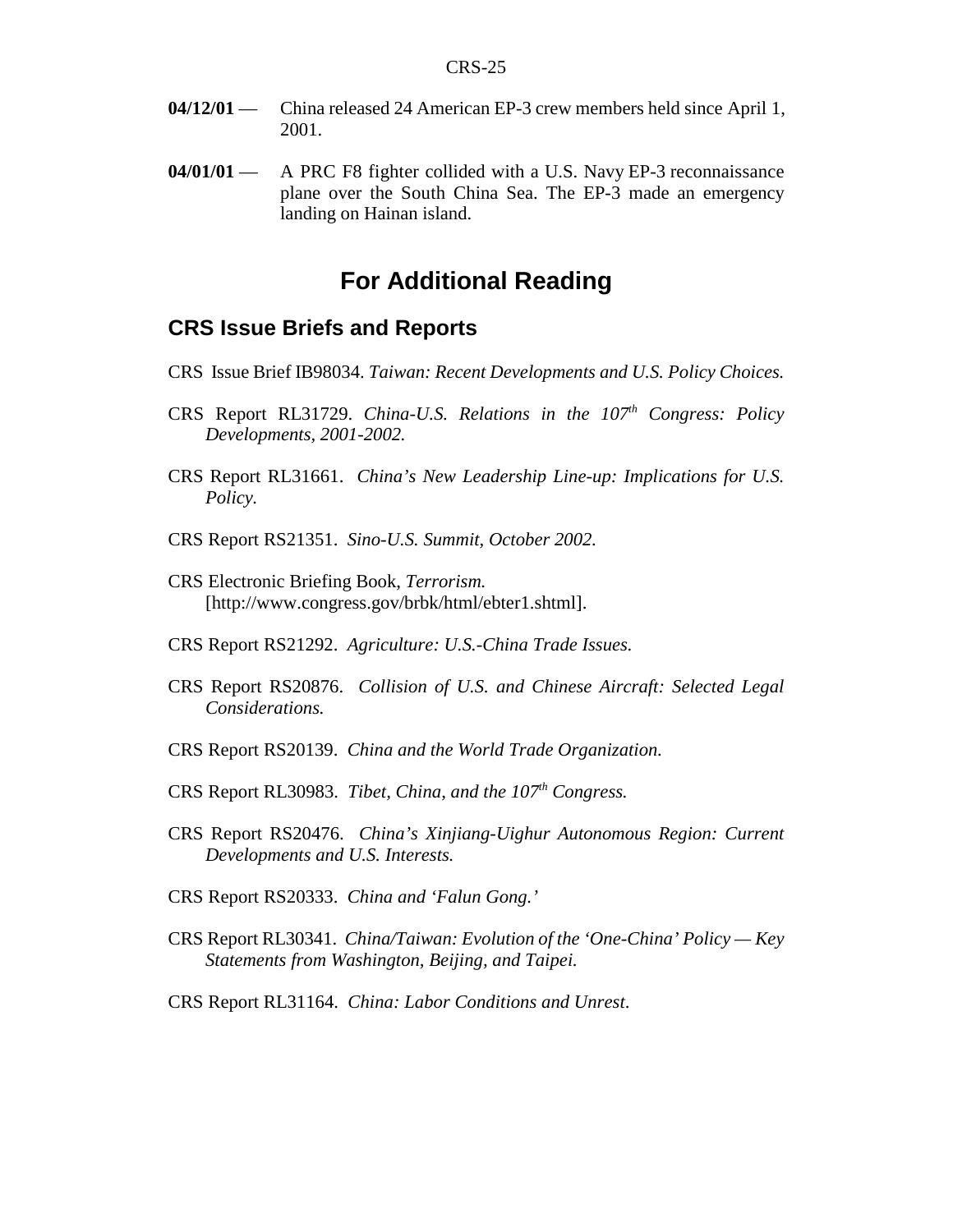**04/12/01** — China released 24 American EP-3 crew members held since April 1, 2001.

**04/01/01** — A PRC F8 fighter collided with a U.S. Navy EP-3 reconnaissance plane over the South China Sea. The EP-3 made an emergency landing on Hainan island.

# For Additional Reading

## CRS Issue Briefs and Reports

CRS Issue Brief IB98034. *Taiwan: Recent Developments and U.S. Policy Choices.*

CRS Report RL31729. *China-U.S. Relations in the 107th Congress: Policy Developments, 2001-2002.*

CRS Report RL31661. *China's New Leadership Line-up: Implications for U.S. Policy.*

CRS Report RS21351. *Sino-U.S. Summit, October 2002.*

CRS Electronic Briefing Book, *Terrorism.* [http://www.congress.gov/brbk/html/ebter1.shtml].

CRS Report RS21292. *Agriculture: U.S.-China Trade Issues.*

CRS Report RS20876. *Collision of U.S. and Chinese Aircraft: Selected Legal Considerations.*

CRS Report RS20139. *China and the World Trade Organization.*

CRS Report RL30983. *Tibet, China, and the 107th Congress.*

CRS Report RS20476. *China's Xinjiang-Uighur Autonomous Region: Current Developments and U.S. Interests.*

CRS Report RS20333. *China and 'Falun Gong.'*

CRS Report RL30341. *China/Taiwan: Evolution of the 'One-China' Policy — Key Statements from Washington, Beijing, and Taipei.*

CRS Report RL31164. *China: Labor Conditions and Unrest*.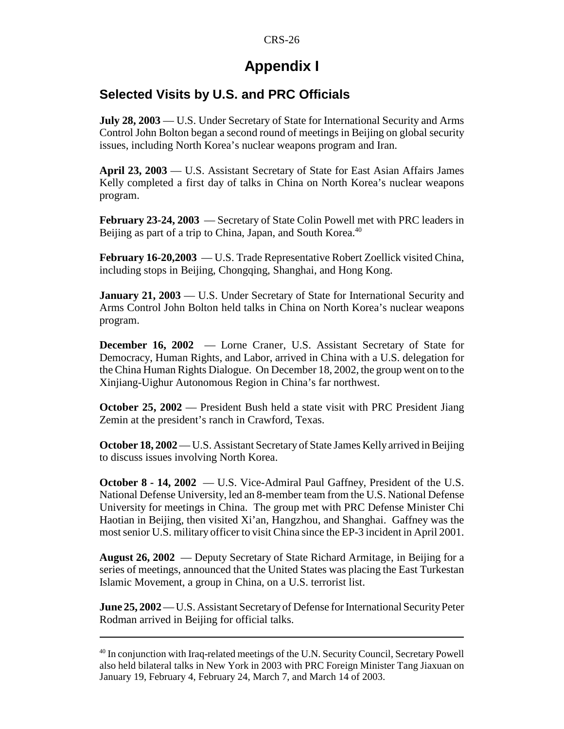# Appendix I

## Selected Visits by U.S. and PRC Officials

**July 28, 2003** — U.S. Under Secretary of State for International Security and Arms Control John Bolton began a second round of meetings in Beijing on global security issues, including North Korea's nuclear weapons program and Iran.

**April 23, 2003** — U.S. Assistant Secretary of State for East Asian Affairs James Kelly completed a first day of talks in China on North Korea's nuclear weapons program.

**February 23-24, 2003** — Secretary of State Colin Powell met with PRC leaders in Beijing as part of a trip to China, Japan, and South Korea.[40]

**February 16-20,2003** — U.S. Trade Representative Robert Zoellick visited China, including stops in Beijing, Chongqing, Shanghai, and Hong Kong.

**January 21, 2003** — U.S. Under Secretary of State for International Security and Arms Control John Bolton held talks in China on North Korea's nuclear weapons program.

**December 16, 2002** — Lorne Craner, U.S. Assistant Secretary of State for Democracy, Human Rights, and Labor, arrived in China with a U.S. delegation for the China Human Rights Dialogue. On December 18, 2002, the group went on to the Xinjiang-Uighur Autonomous Region in China's far northwest.

**October 25, 2002** — President Bush held a state visit with PRC President Jiang Zemin at the president's ranch in Crawford, Texas.

**October 18, 2002** — U.S. Assistant Secretary of State James Kelly arrived in Beijing to discuss issues involving North Korea.

**October 8 - 14, 2002** — U.S. Vice-Admiral Paul Gaffney, President of the U.S. National Defense University, led an 8-member team from the U.S. National Defense University for meetings in China. The group met with PRC Defense Minister Chi Haotian in Beijing, then visited Xi'an, Hangzhou, and Shanghai. Gaffney was the most senior U.S. military officer to visit China since the EP-3 incident in April 2001.

**August 26, 2002** — Deputy Secretary of State Richard Armitage, in Beijing for a series of meetings, announced that the United States was placing the East Turkestan Islamic Movement, a group in China, on a U.S. terrorist list.

**June 25, 2002** — U.S. Assistant Secretary of Defense for International Security Peter Rodman arrived in Beijing for official talks.

---

[40] In conjunction with Iraq-related meetings of the U.N. Security Council, Secretary Powell also held bilateral talks in New York in 2003 with PRC Foreign Minister Tang Jiaxuan on January 19, February 4, February 24, March 7, and March 14 of 2003.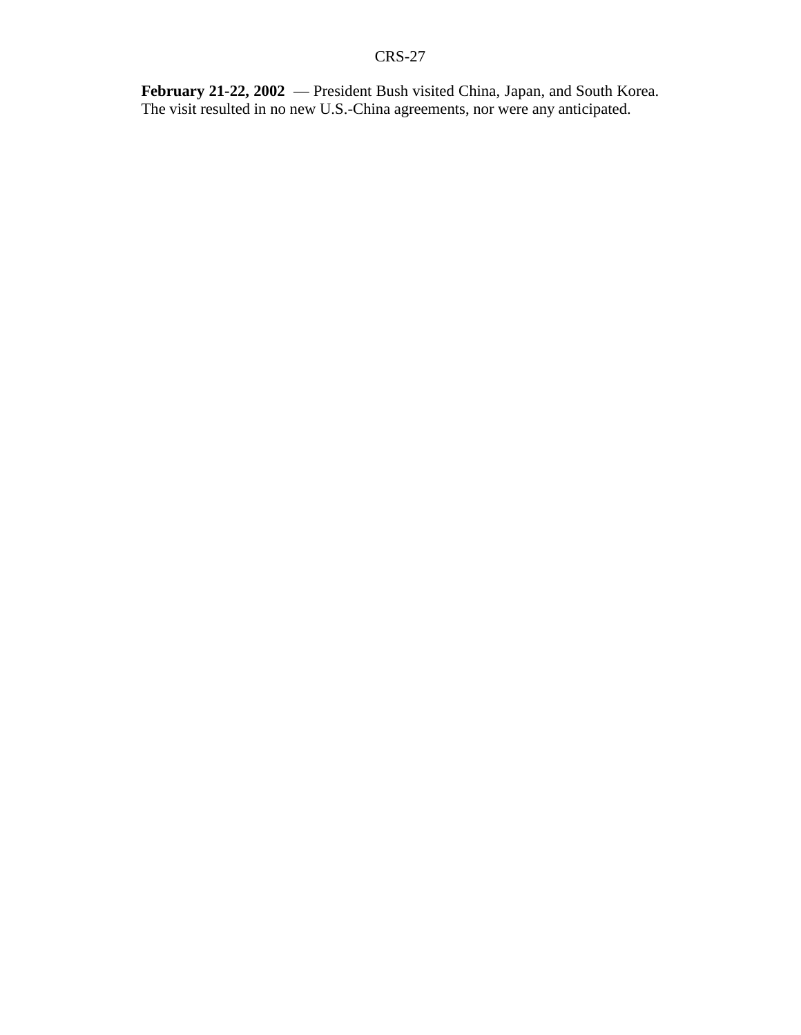**February 21-22, 2002** — President Bush visited China, Japan, and South Korea. The visit resulted in no new U.S.-China agreements, nor were any anticipated.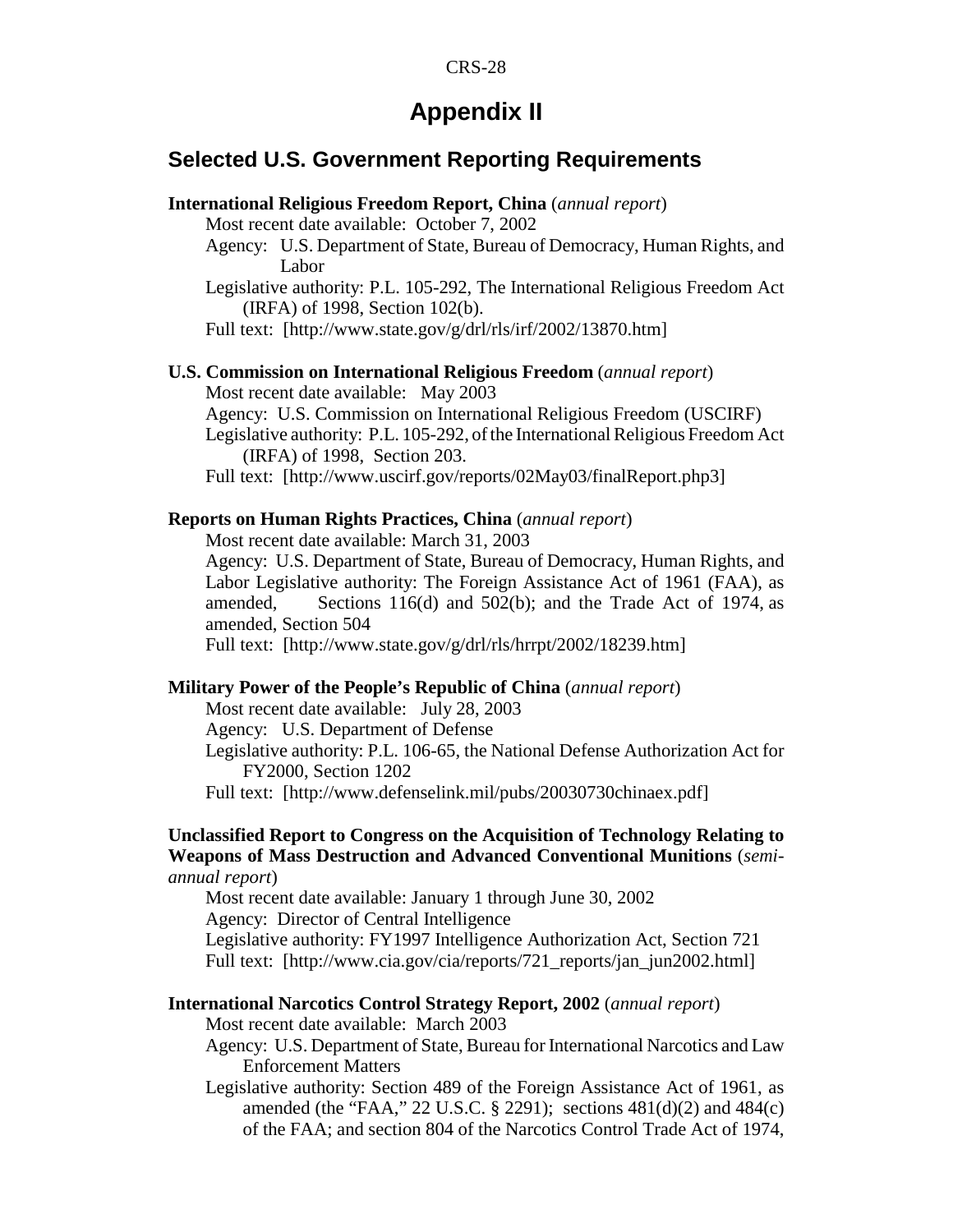# Appendix II

## Selected U.S. Government Reporting Requirements

**International Religious Freedom Report, China** (*annual report*)

Most recent date available: October 7, 2002

Agency: U.S. Department of State, Bureau of Democracy, Human Rights, and Labor

Legislative authority: P.L. 105-292, The International Religious Freedom Act (IRFA) of 1998, Section 102(b).

Full text: [http://www.state.gov/g/drl/rls/irf/2002/13870.htm]

**U.S. Commission on International Religious Freedom** (*annual report*)

Most recent date available: May 2003

Agency: U.S. Commission on International Religious Freedom (USCIRF)

Legislative authority: P.L. 105-292, of the International Religious Freedom Act (IRFA) of 1998, Section 203.

Full text: [http://www.uscirf.gov/reports/02May03/finalReport.php3]

**Reports on Human Rights Practices, China** (*annual report*)

Most recent date available: March 31, 2003

Agency: U.S. Department of State, Bureau of Democracy, Human Rights, and Labor Legislative authority: The Foreign Assistance Act of 1961 (FAA), as amended, Sections 116(d) and 502(b); and the Trade Act of 1974, as amended, Section 504

Full text: [http://www.state.gov/g/drl/rls/hrrpt/2002/18239.htm]

**Military Power of the People's Republic of China** (*annual report*)

Most recent date available: July 28, 2003

Agency: U.S. Department of Defense

Legislative authority: P.L. 106-65, the National Defense Authorization Act for FY2000, Section 1202

Full text: [http://www.defenselink.mil/pubs/20030730chinaex.pdf]

**Unclassified Report to Congress on the Acquisition of Technology Relating to Weapons of Mass Destruction and Advanced Conventional Munitions** (*semi-annual report*)

Most recent date available: January 1 through June 30, 2002

Agency: Director of Central Intelligence

Legislative authority: FY1997 Intelligence Authorization Act, Section 721

Full text: [http://www.cia.gov/cia/reports/721_reports/jan_jun2002.html]

**International Narcotics Control Strategy Report, 2002** (*annual report*)

Most recent date available: March 2003

Agency: U.S. Department of State, Bureau for International Narcotics and Law Enforcement Matters

Legislative authority: Section 489 of the Foreign Assistance Act of 1961, as amended (the "FAA," 22 U.S.C. § 2291); sections 481(d)(2) and 484(c) of the FAA; and section 804 of the Narcotics Control Trade Act of 1974,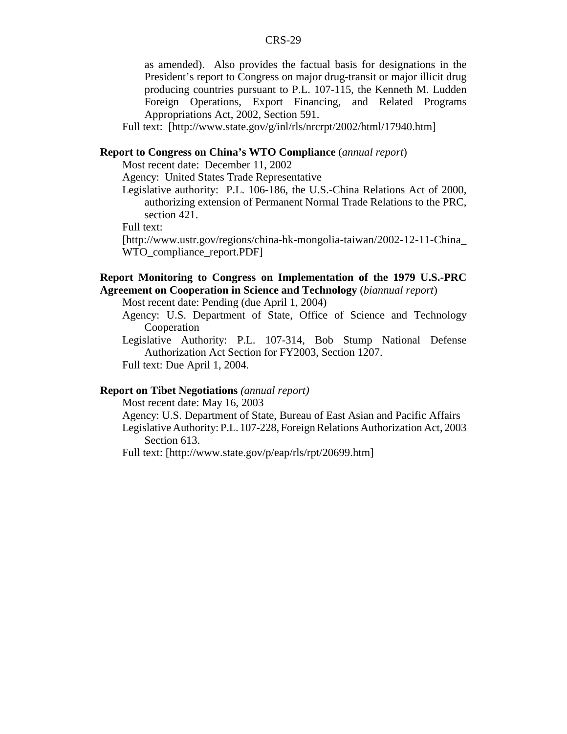as amended). Also provides the factual basis for designations in the President's report to Congress on major drug-transit or major illicit drug producing countries pursuant to P.L. 107-115, the Kenneth M. Ludden Foreign Operations, Export Financing, and Related Programs Appropriations Act, 2002, Section 591.

Full text: [http://www.state.gov/g/inl/rls/nrcrpt/2002/html/17940.htm]

**Report to Congress on China's WTO Compliance** (*annual report*)

Most recent date: December 11, 2002

Agency: United States Trade Representative

Legislative authority: P.L. 106-186, the U.S.-China Relations Act of 2000, authorizing extension of Permanent Normal Trade Relations to the PRC, section 421.

Full text:

[http://www.ustr.gov/regions/china-hk-mongolia-taiwan/2002-12-11-China_WTO_compliance_report.PDF]

**Report Monitoring to Congress on Implementation of the 1979 U.S.-PRC Agreement on Cooperation in Science and Technology** (*biannual report*)

Most recent date: Pending (due April 1, 2004)

Agency: U.S. Department of State, Office of Science and Technology Cooperation

Legislative Authority: P.L. 107-314, Bob Stump National Defense Authorization Act Section for FY2003, Section 1207.

Full text: Due April 1, 2004.

**Report on Tibet Negotiations** *(annual report)*

Most recent date: May 16, 2003

Agency: U.S. Department of State, Bureau of East Asian and Pacific Affairs

Legislative Authority: P.L. 107-228, Foreign Relations Authorization Act, 2003 Section 613.

Full text: [http://www.state.gov/p/eap/rls/rpt/20699.htm]